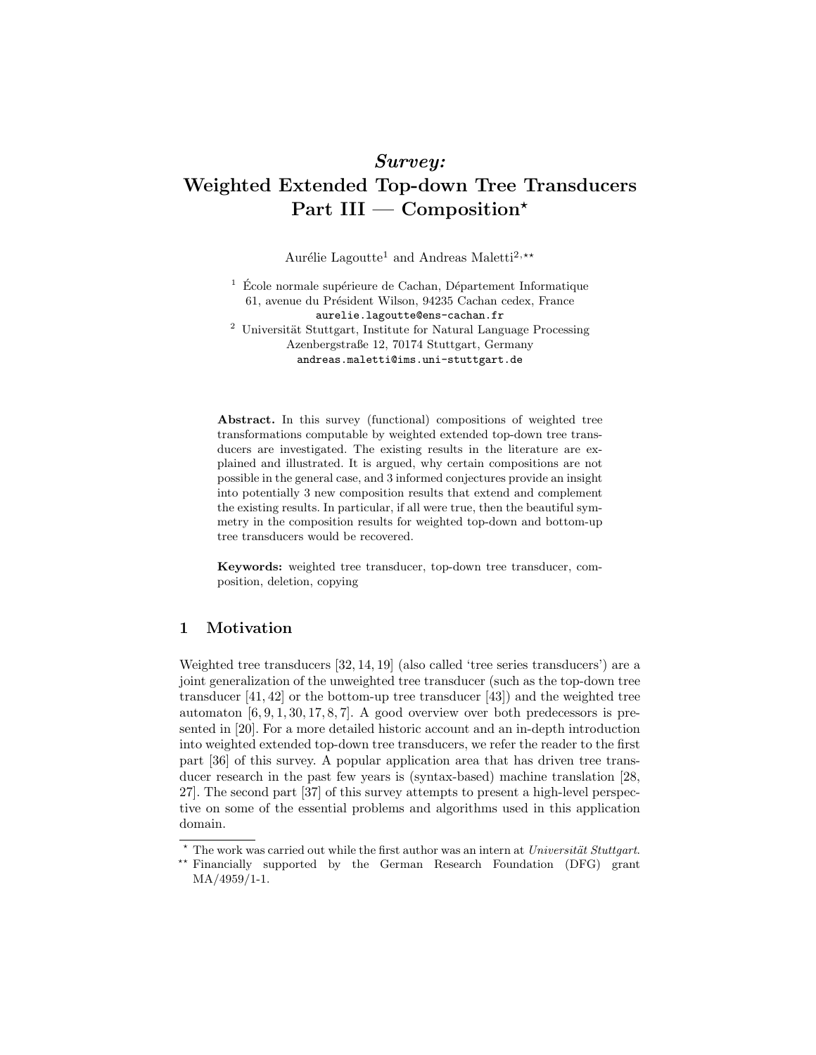# *Survey:* Weighted Extended Top-down Tree Transducers Part III — Composition*

Aurélie Lagoutte[1] and Andreas Maletti[2,**]

[1] École normale supérieure de Cachan, Département Informatique
61, avenue du Président Wilson, 94235 Cachan cedex, France
aurelie.lagoutte@ens-cachan.fr

[2] Universität Stuttgart, Institute for Natural Language Processing
Azenbergstraße 12, 70174 Stuttgart, Germany
andreas.maletti@ims.uni-stuttgart.de

**Abstract.** In this survey (functional) compositions of weighted tree transformations computable by weighted extended top-down tree transducers are investigated. The existing results in the literature are explained and illustrated. It is argued, why certain compositions are not possible in the general case, and 3 informed conjectures provide an insight into potentially 3 new composition results that extend and complement the existing results. In particular, if all were true, then the beautiful symmetry in the composition results for weighted top-down and bottom-up tree transducers would be recovered.

**Keywords:** weighted tree transducer, top-down tree transducer, composition, deletion, copying

## 1 Motivation

Weighted tree transducers [32, 14, 19] (also called 'tree series transducers') are a joint generalization of the unweighted tree transducer (such as the top-down tree transducer [41, 42] or the bottom-up tree transducer [43]) and the weighted tree automaton [6, 9, 1, 30, 17, 8, 7]. A good overview over both predecessors is presented in [20]. For a more detailed historic account and an in-depth introduction into weighted extended top-down tree transducers, we refer the reader to the first part [36] of this survey. A popular application area that has driven tree transducer research in the past few years is (syntax-based) machine translation [28, 27]. The second part [37] of this survey attempts to present a high-level perspective on some of the essential problems and algorithms used in this application domain.

---

* The work was carried out while the first author was an intern at *Universität Stuttgart*.

** Financially supported by the German Research Foundation (DFG) grant MA/4959/1-1.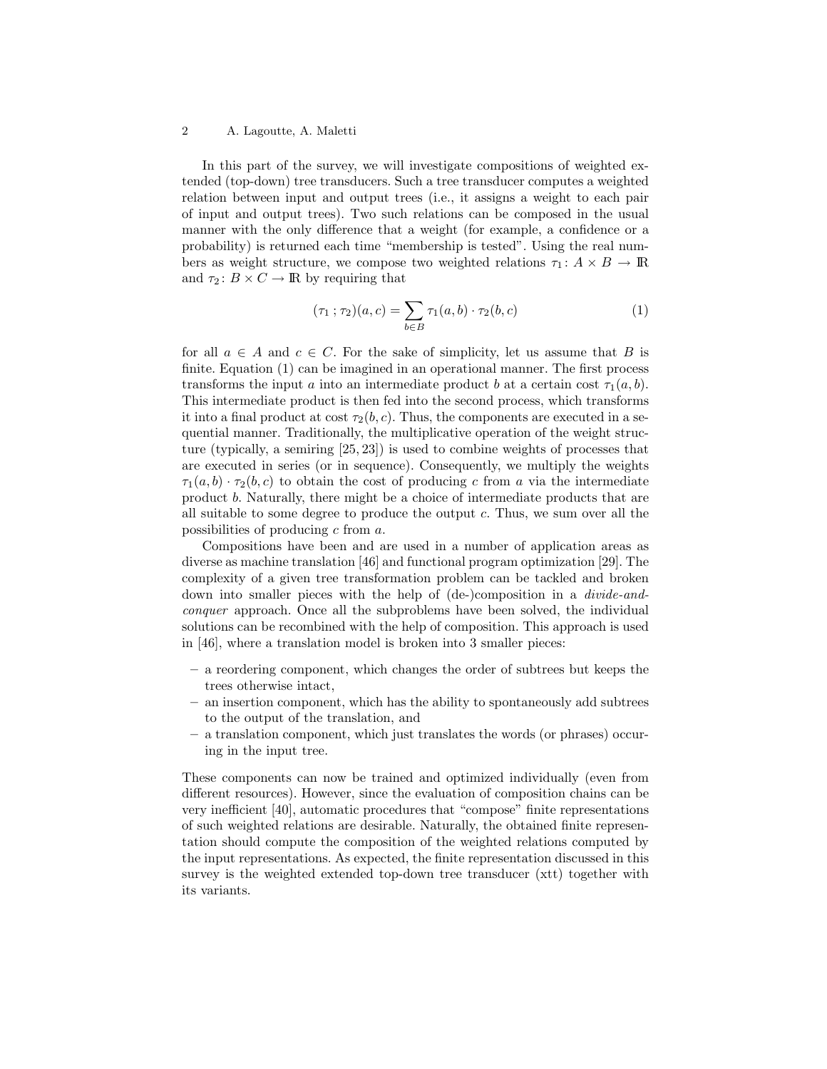In this part of the survey, we will investigate compositions of weighted extended (top-down) tree transducers. Such a tree transducer computes a weighted relation between input and output trees (i.e., it assigns a weight to each pair of input and output trees). Two such relations can be composed in the usual manner with the only difference that a weight (for example, a confidence or a probability) is returned each time "membership is tested". Using the real numbers as weight structure, we compose two weighted relations $\tau_1 \colon A \times B \to \mathbb{R}$ and $\tau_2 \colon B \times C \to \mathbb{R}$ by requiring that

$$(\tau_1 \,;\, \tau_2)(a, c) = \sum_{b \in B} \tau_1(a, b) \cdot \tau_2(b, c) \tag{1}$$

for all $a \in A$ and $c \in C$. For the sake of simplicity, let us assume that $B$ is finite. Equation (1) can be imagined in an operational manner. The first process transforms the input $a$ into an intermediate product $b$ at a certain cost $\tau_1(a, b)$. This intermediate product is then fed into the second process, which transforms it into a final product at cost $\tau_2(b, c)$. Thus, the components are executed in a sequential manner. Traditionally, the multiplicative operation of the weight structure (typically, a semiring [25, 23]) is used to combine weights of processes that are executed in series (or in sequence). Consequently, we multiply the weights $\tau_1(a, b) \cdot \tau_2(b, c)$ to obtain the cost of producing $c$ from $a$ via the intermediate product $b$. Naturally, there might be a choice of intermediate products that are all suitable to some degree to produce the output $c$. Thus, we sum over all the possibilities of producing $c$ from $a$.

Compositions have been and are used in a number of application areas as diverse as machine translation [46] and functional program optimization [29]. The complexity of a given tree transformation problem can be tackled and broken down into smaller pieces with the help of (de-)composition in a *divide-and-conquer* approach. Once all the subproblems have been solved, the individual solutions can be recombined with the help of composition. This approach is used in [46], where a translation model is broken into 3 smaller pieces:

– a reordering component, which changes the order of subtrees but keeps the trees otherwise intact,
– an insertion component, which has the ability to spontaneously add subtrees to the output of the translation, and
– a translation component, which just translates the words (or phrases) occuring in the input tree.

These components can now be trained and optimized individually (even from different resources). However, since the evaluation of composition chains can be very inefficient [40], automatic procedures that "compose" finite representations of such weighted relations are desirable. Naturally, the obtained finite representation should compute the composition of the weighted relations computed by the input representations. As expected, the finite representation discussed in this survey is the weighted extended top-down tree transducer (xtt) together with its variants.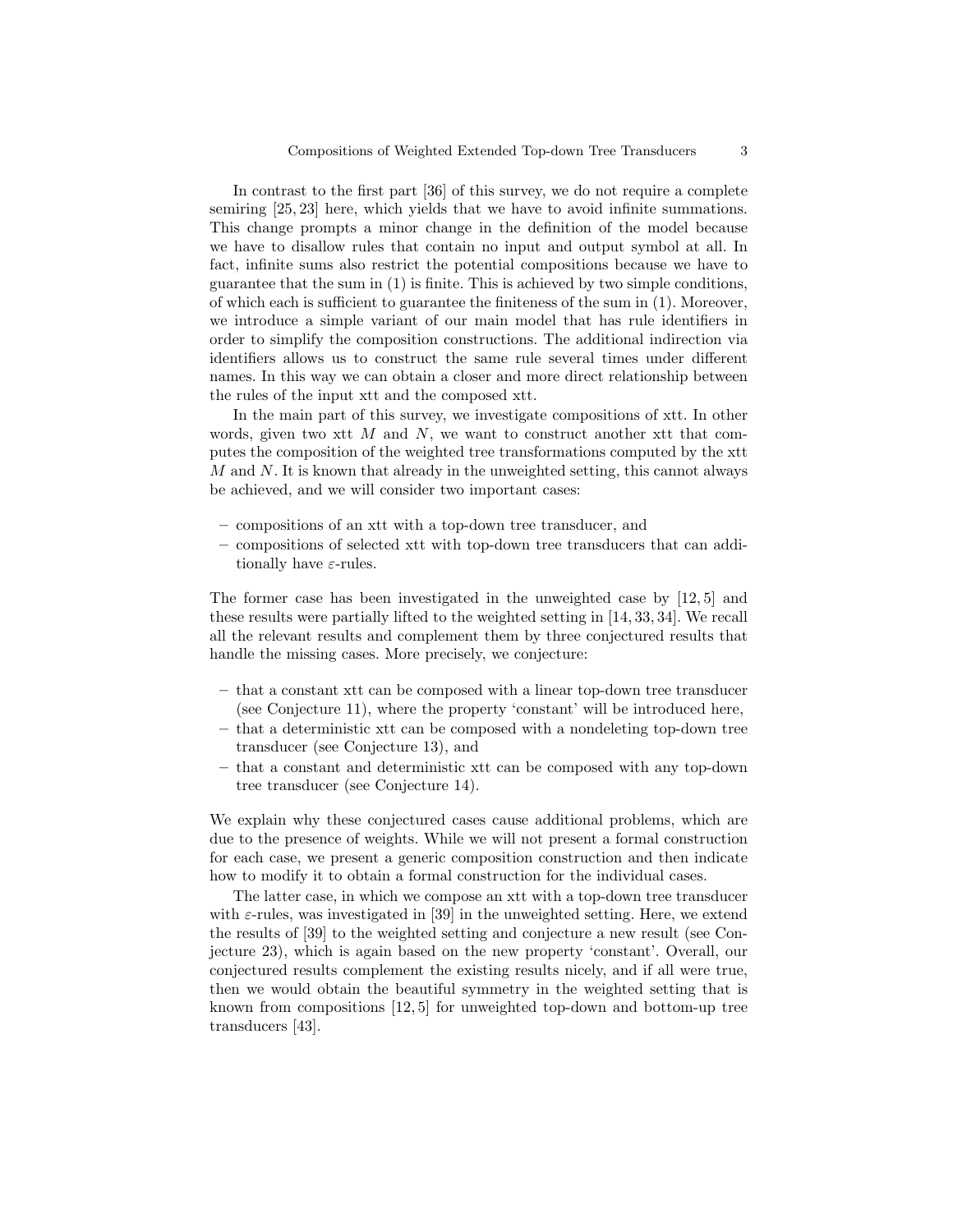In contrast to the first part [36] of this survey, we do not require a complete semiring [25, 23] here, which yields that we have to avoid infinite summations. This change prompts a minor change in the definition of the model because we have to disallow rules that contain no input and output symbol at all. In fact, infinite sums also restrict the potential compositions because we have to guarantee that the sum in (1) is finite. This is achieved by two simple conditions, of which each is sufficient to guarantee the finiteness of the sum in (1). Moreover, we introduce a simple variant of our main model that has rule identifiers in order to simplify the composition constructions. The additional indirection via identifiers allows us to construct the same rule several times under different names. In this way we can obtain a closer and more direct relationship between the rules of the input xtt and the composed xtt.

In the main part of this survey, we investigate compositions of xtt. In other words, given two xtt $M$ and $N$, we want to construct another xtt that computes the composition of the weighted tree transformations computed by the xtt $M$ and $N$. It is known that already in the unweighted setting, this cannot always be achieved, and we will consider two important cases:

- compositions of an xtt with a top-down tree transducer, and
- compositions of selected xtt with top-down tree transducers that can additionally have $\varepsilon$-rules.

The former case has been investigated in the unweighted case by [12, 5] and these results were partially lifted to the weighted setting in [14, 33, 34]. We recall all the relevant results and complement them by three conjectured results that handle the missing cases. More precisely, we conjecture:

- that a constant xtt can be composed with a linear top-down tree transducer (see Conjecture 11), where the property 'constant' will be introduced here,
- that a deterministic xtt can be composed with a nondeleting top-down tree transducer (see Conjecture 13), and
- that a constant and deterministic xtt can be composed with any top-down tree transducer (see Conjecture 14).

We explain why these conjectured cases cause additional problems, which are due to the presence of weights. While we will not present a formal construction for each case, we present a generic composition construction and then indicate how to modify it to obtain a formal construction for the individual cases.

The latter case, in which we compose an xtt with a top-down tree transducer with $\varepsilon$-rules, was investigated in [39] in the unweighted setting. Here, we extend the results of [39] to the weighted setting and conjecture a new result (see Conjecture 23), which is again based on the new property 'constant'. Overall, our conjectured results complement the existing results nicely, and if all were true, then we would obtain the beautiful symmetry in the weighted setting that is known from compositions [12, 5] for unweighted top-down and bottom-up tree transducers [43].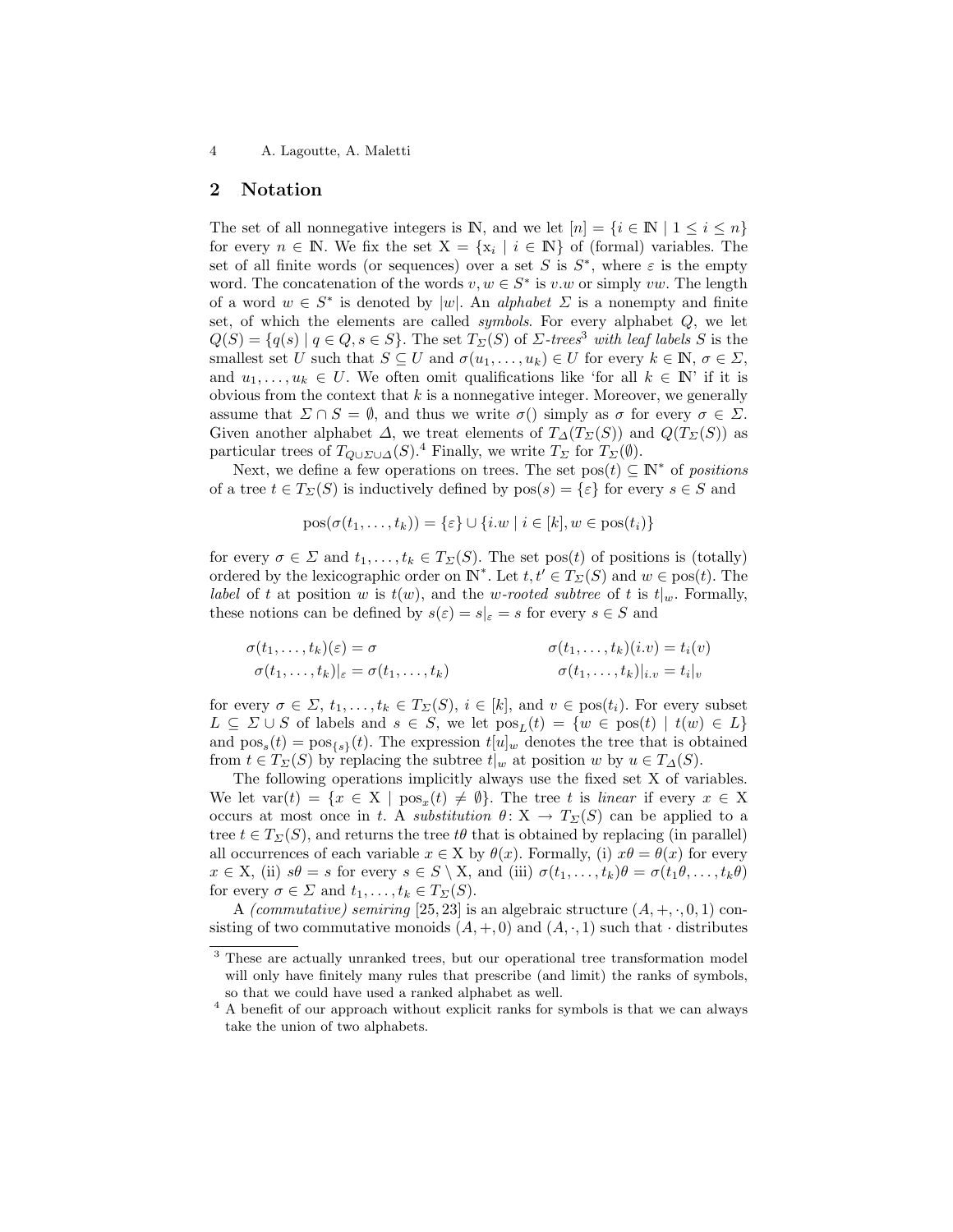## 2 Notation

The set of all nonnegative integers is $\mathbb{N}$, and we let $[n] = \{i \in \mathbb{N} \mid 1 \leq i \leq n\}$ for every $n \in \mathbb{N}$. We fix the set $\mathrm{X} = \{\mathrm{x}_i \mid i \in \mathbb{N}\}$ of (formal) variables. The set of all finite words (or sequences) over a set $S$ is $S^*$, where $\varepsilon$ is the empty word. The concatenation of the words $v, w \in S^*$ is $v.w$ or simply $vw$. The length of a word $w \in S^*$ is denoted by $|w|$. An *alphabet* $\Sigma$ is a nonempty and finite set, of which the elements are called *symbols*. For every alphabet $Q$, we let $Q(S) = \{q(s) \mid q \in Q, s \in S\}$. The set $T_\Sigma(S)$ of *$\Sigma$-trees*[3] *with leaf labels $S$* is the smallest set $U$ such that $S \subseteq U$ and $\sigma(u_1, \ldots, u_k) \in U$ for every $k \in \mathbb{N}$, $\sigma \in \Sigma$, and $u_1, \ldots, u_k \in U$. We often omit qualifications like 'for all $k \in \mathbb{N}$' if it is obvious from the context that $k$ is a nonnegative integer. Moreover, we generally assume that $\Sigma \cap S = \emptyset$, and thus we write $\sigma()$ simply as $\sigma$ for every $\sigma \in \Sigma$. Given another alphabet $\Delta$, we treat elements of $T_\Delta(T_\Sigma(S))$ and $Q(T_\Sigma(S))$ as particular trees of $T_{Q \cup \Sigma \cup \Delta}(S)$.[4] Finally, we write $T_\Sigma$ for $T_\Sigma(\emptyset)$.

Next, we define a few operations on trees. The set $\mathrm{pos}(t) \subseteq \mathbb{N}^*$ of *positions* of a tree $t \in T_\Sigma(S)$ is inductively defined by $\mathrm{pos}(s) = \{\varepsilon\}$ for every $s \in S$ and

$$\mathrm{pos}(\sigma(t_1, \ldots, t_k)) = \{\varepsilon\} \cup \{i.w \mid i \in [k], w \in \mathrm{pos}(t_i)\}$$

for every $\sigma \in \Sigma$ and $t_1, \ldots, t_k \in T_\Sigma(S)$. The set $\mathrm{pos}(t)$ of positions is (totally) ordered by the lexicographic order on $\mathbb{N}^*$. Let $t, t' \in T_\Sigma(S)$ and $w \in \mathrm{pos}(t)$. The *label* of $t$ at position $w$ is $t(w)$, and the *$w$-rooted subtree* of $t$ is $t|_w$. Formally, these notions can be defined by $s(\varepsilon) = s|_\varepsilon = s$ for every $s \in S$ and

$$\sigma(t_1, \ldots, t_k)(\varepsilon) = \sigma \qquad\qquad \sigma(t_1, \ldots, t_k)(i.v) = t_i(v)$$
$$\sigma(t_1, \ldots, t_k)|_\varepsilon = \sigma(t_1, \ldots, t_k) \qquad\qquad \sigma(t_1, \ldots, t_k)|_{i.v} = t_i|_v$$

for every $\sigma \in \Sigma$, $t_1, \ldots, t_k \in T_\Sigma(S)$, $i \in [k]$, and $v \in \mathrm{pos}(t_i)$. For every subset $L \subseteq \Sigma \cup S$ of labels and $s \in S$, we let $\mathrm{pos}_L(t) = \{w \in \mathrm{pos}(t) \mid t(w) \in L\}$ and $\mathrm{pos}_s(t) = \mathrm{pos}_{\{s\}}(t)$. The expression $t[u]_w$ denotes the tree that is obtained from $t \in T_\Sigma(S)$ by replacing the subtree $t|_w$ at position $w$ by $u \in T_\Delta(S)$.

The following operations implicitly always use the fixed set X of variables. We let $\mathrm{var}(t) = \{x \in \mathrm{X} \mid \mathrm{pos}_x(t) \neq \emptyset\}$. The tree $t$ is *linear* if every $x \in \mathrm{X}$ occurs at most once in $t$. A *substitution* $\theta \colon \mathrm{X} \to T_\Sigma(S)$ can be applied to a tree $t \in T_\Sigma(S)$, and returns the tree $t\theta$ that is obtained by replacing (in parallel) all occurrences of each variable $x \in \mathrm{X}$ by $\theta(x)$. Formally, (i) $x\theta = \theta(x)$ for every $x \in \mathrm{X}$, (ii) $s\theta = s$ for every $s \in S \setminus \mathrm{X}$, and (iii) $\sigma(t_1, \ldots, t_k)\theta = \sigma(t_1\theta, \ldots, t_k\theta)$ for every $\sigma \in \Sigma$ and $t_1, \ldots, t_k \in T_\Sigma(S)$.

A *(commutative) semiring* [25, 23] is an algebraic structure $(A, +, \cdot, 0, 1)$ consisting of two commutative monoids $(A, +, 0)$ and $(A, \cdot, 1)$ such that $\cdot$ distributes

---

[3] These are actually unranked trees, but our operational tree transformation model will only have finitely many rules that prescribe (and limit) the ranks of symbols, so that we could have used a ranked alphabet as well.

[4] A benefit of our approach without explicit ranks for symbols is that we can always take the union of two alphabets.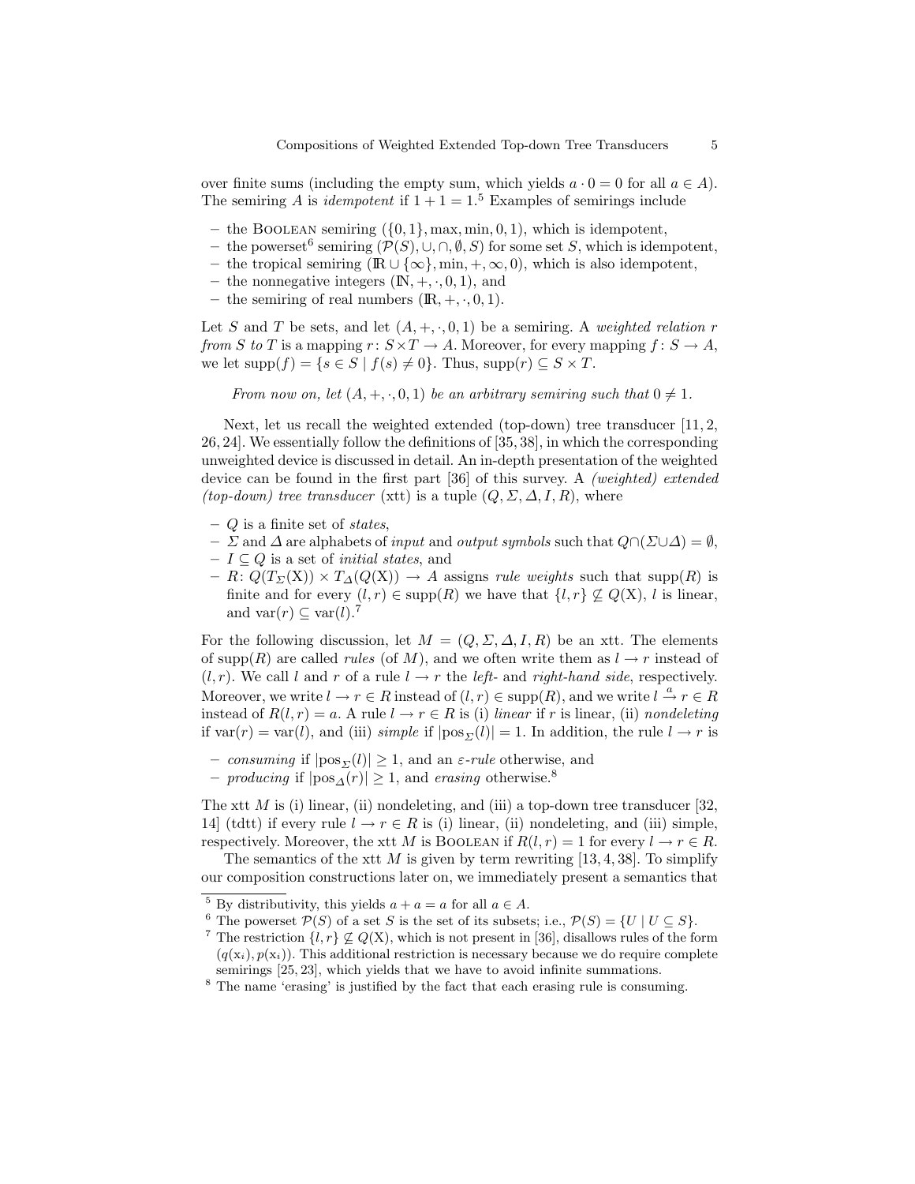over finite sums (including the empty sum, which yields $a \cdot 0 = 0$ for all $a \in A$). The semiring $A$ is *idempotent* if $1 + 1 = 1$.[5] Examples of semirings include

- the BOOLEAN semiring $(\{0, 1\}, \max, \min, 0, 1)$, which is idempotent,
- the powerset[6] semiring $(\mathcal{P}(S), \cup, \cap, \emptyset, S)$ for some set $S$, which is idempotent,
- the tropical semiring $(\mathbb{R} \cup \{\infty\}, \min, +, \infty, 0)$, which is also idempotent,
- the nonnegative integers $(\mathbb{N}, +, \cdot, 0, 1)$, and
- the semiring of real numbers $(\mathbb{R}, +, \cdot, 0, 1)$.

Let $S$ and $T$ be sets, and let $(A, +, \cdot, 0, 1)$ be a semiring. A *weighted relation $r$ from $S$ to $T$* is a mapping $r \colon S \times T \to A$. Moreover, for every mapping $f \colon S \to A$, we let $\mathrm{supp}(f) = \{s \in S \mid f(s) \neq 0\}$. Thus, $\mathrm{supp}(r) \subseteq S \times T$.

*From now on, let $(A, +, \cdot, 0, 1)$ be an arbitrary semiring such that $0 \neq 1$.*

Next, let us recall the weighted extended (top-down) tree transducer [11, 2, 26, 24]. We essentially follow the definitions of [35, 38], in which the corresponding unweighted device is discussed in detail. An in-depth presentation of the weighted device can be found in the first part [36] of this survey. A *(weighted) extended (top-down) tree transducer* (xtt) is a tuple $(Q, \Sigma, \Delta, I, R)$, where

- $Q$ is a finite set of *states*,
- $\Sigma$ and $\Delta$ are alphabets of *input* and *output symbols* such that $Q \cap (\Sigma \cup \Delta) = \emptyset$,
- $I \subseteq Q$ is a set of *initial states*, and
- $R \colon Q(T_\Sigma(\mathrm{X})) \times T_\Delta(Q(\mathrm{X})) \to A$ assigns *rule weights* such that $\mathrm{supp}(R)$ is finite and for every $(l, r) \in \mathrm{supp}(R)$ we have that $\{l, r\} \nsubseteq Q(\mathrm{X})$, $l$ is linear, and $\mathrm{var}(r) \subseteq \mathrm{var}(l)$.[7]

For the following discussion, let $M = (Q, \Sigma, \Delta, I, R)$ be an xtt. The elements of $\mathrm{supp}(R)$ are called *rules* (of $M$), and we often write them as $l \to r$ instead of $(l, r)$. We call $l$ and $r$ of a rule $l \to r$ the *left-* and *right-hand side*, respectively. Moreover, we write $l \to r \in R$ instead of $(l, r) \in \mathrm{supp}(R)$, and we write $l \xrightarrow{a} r \in R$ instead of $R(l, r) = a$. A rule $l \to r \in R$ is (i) *linear* if $r$ is linear, (ii) *nondeleting* if $\mathrm{var}(r) = \mathrm{var}(l)$, and (iii) *simple* if $|\mathrm{pos}_\Sigma(l)| = 1$. In addition, the rule $l \to r$ is

- *consuming* if $|\mathrm{pos}_\Sigma(l)| \geq 1$, and an *$\varepsilon$-rule* otherwise, and
- *producing* if $|\mathrm{pos}_\Delta(r)| \geq 1$, and *erasing* otherwise.[8]

The xtt $M$ is (i) linear, (ii) nondeleting, and (iii) a top-down tree transducer [32, 14] (tdtt) if every rule $l \to r \in R$ is (i) linear, (ii) nondeleting, and (iii) simple, respectively. Moreover, the xtt $M$ is BOOLEAN if $R(l, r) = 1$ for every $l \to r \in R$.

The semantics of the xtt $M$ is given by term rewriting [13, 4, 38]. To simplify our composition constructions later on, we immediately present a semantics that

[5] By distributivity, this yields $a + a = a$ for all $a \in A$.

[6] The powerset $\mathcal{P}(S)$ of a set $S$ is the set of its subsets; i.e., $\mathcal{P}(S) = \{U \mid U \subseteq S\}$.

[7] The restriction $\{l, r\} \nsubseteq Q(\mathrm{X})$, which is not present in [36], disallows rules of the form $(q(\mathrm{x}_i), p(\mathrm{x}_i))$. This additional restriction is necessary because we do require complete semirings [25, 23], which yields that we have to avoid infinite summations.

[8] The name 'erasing' is justified by the fact that each erasing rule is consuming.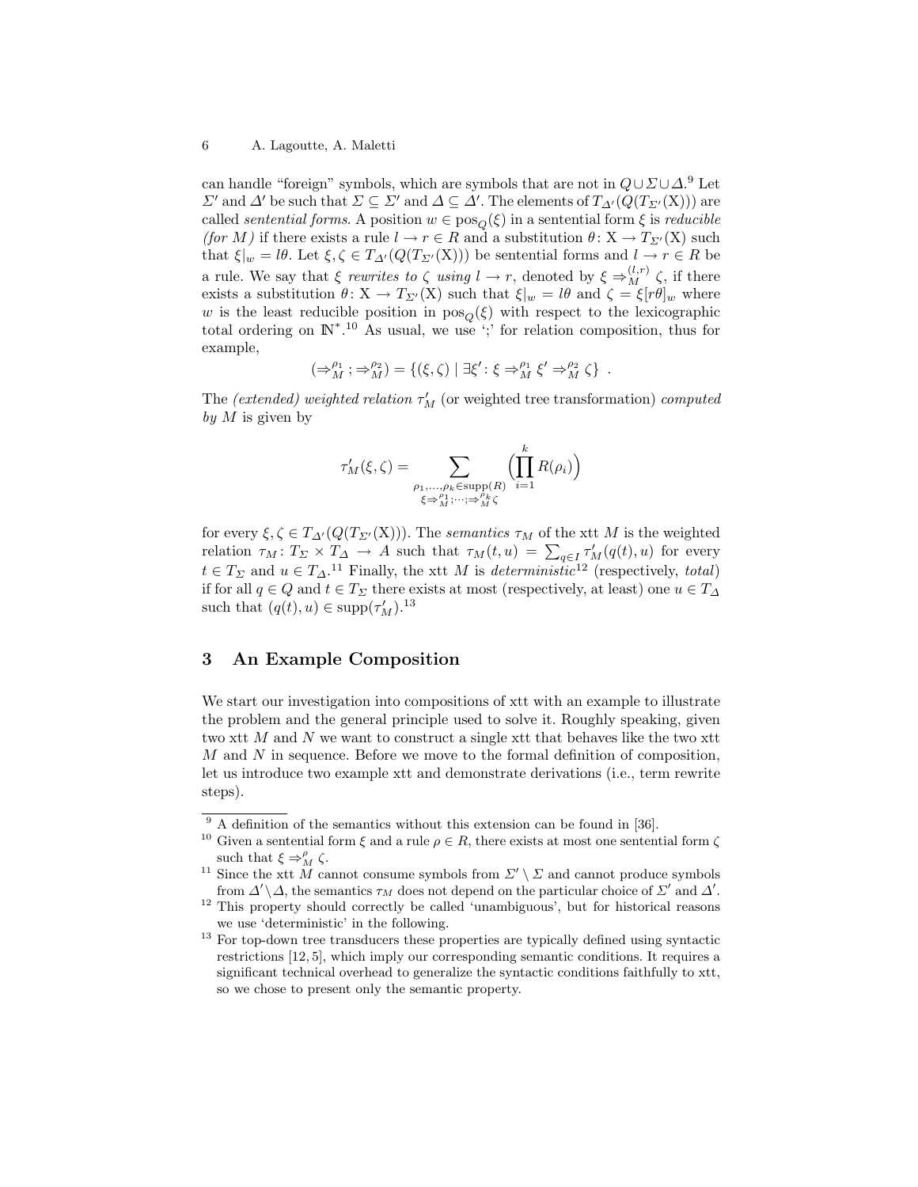can handle "foreign" symbols, which are symbols that are not in $Q \cup \Sigma \cup \Delta$.[9] Let $\Sigma'$ and $\Delta'$ be such that $\Sigma \subseteq \Sigma'$ and $\Delta \subseteq \Delta'$. The elements of $T_{\Delta'}(Q(T_{\Sigma'}(\mathrm{X})))$ are called *sentential forms*. A position $w \in \mathrm{pos}_Q(\xi)$ in a sentential form $\xi$ is *reducible (for $M$)* if there exists a rule $l \to r \in R$ and a substitution $\theta \colon \mathrm{X} \to T_{\Sigma'}(\mathrm{X})$ such that $\xi|_w = l\theta$. Let $\xi, \zeta \in T_{\Delta'}(Q(T_{\Sigma'}(\mathrm{X})))$ be sentential forms and $l \to r \in R$ be a rule. We say that $\xi$ *rewrites to* $\zeta$ *using* $l \to r$, denoted by $\xi \Rightarrow_M^{(l,r)} \zeta$, if there exists a substitution $\theta \colon \mathrm{X} \to T_{\Sigma'}(\mathrm{X})$ such that $\xi|_w = l\theta$ and $\zeta = \xi[r\theta]_w$ where $w$ is the least reducible position in $\mathrm{pos}_Q(\xi)$ with respect to the lexicographic total ordering on $\mathbb{N}^*$.[10] As usual, we use ';' for relation composition, thus for example,

$$(\Rightarrow_M^{\rho_1} ; \Rightarrow_M^{\rho_2}) = \{(\xi, \zeta) \mid \exists \xi' \colon \xi \Rightarrow_M^{\rho_1} \xi' \Rightarrow_M^{\rho_2} \zeta\} \enspace .$$

The *(extended) weighted relation* $\tau'_M$ (or weighted tree transformation) *computed by* $M$ is given by

$$\tau'_M(\xi, \zeta) = \sum_{\substack{\rho_1, \dots, \rho_k \in \mathrm{supp}(R) \\ \xi \Rightarrow_M^{\rho_1} ; \cdots ; \Rightarrow_M^{\rho_k} \zeta}} \Big( \prod_{i=1}^{k} R(\rho_i) \Big)$$

for every $\xi, \zeta \in T_{\Delta'}(Q(T_{\Sigma'}(\mathrm{X})))$. The *semantics* $\tau_M$ of the xtt $M$ is the weighted relation $\tau_M \colon T_\Sigma \times T_\Delta \to A$ such that $\tau_M(t, u) = \sum_{q \in I} \tau'_M(q(t), u)$ for every $t \in T_\Sigma$ and $u \in T_\Delta$.[11] Finally, the xtt $M$ is *deterministic*[12] (respectively, *total*) if for all $q \in Q$ and $t \in T_\Sigma$ there exists at most (respectively, at least) one $u \in T_\Delta$ such that $(q(t), u) \in \mathrm{supp}(\tau'_M)$.[13]

## 3 An Example Composition

We start our investigation into compositions of xtt with an example to illustrate the problem and the general principle used to solve it. Roughly speaking, given two xtt $M$ and $N$ we want to construct a single xtt that behaves like the two xtt $M$ and $N$ in sequence. Before we move to the formal definition of composition, let us introduce two example xtt and demonstrate derivations (i.e., term rewrite steps).

---

[9] A definition of the semantics without this extension can be found in [36].

[10] Given a sentential form $\xi$ and a rule $\rho \in R$, there exists at most one sentential form $\zeta$ such that $\xi \Rightarrow_M^{\rho} \zeta$.

[11] Since the xtt $M$ cannot consume symbols from $\Sigma' \setminus \Sigma$ and cannot produce symbols from $\Delta' \setminus \Delta$, the semantics $\tau_M$ does not depend on the particular choice of $\Sigma'$ and $\Delta'$.

[12] This property should correctly be called 'unambiguous', but for historical reasons we use 'deterministic' in the following.

[13] For top-down tree transducers these properties are typically defined using syntactic restrictions [12, 5], which imply our corresponding semantic conditions. It requires a significant technical overhead to generalize the syntactic conditions faithfully to xtt, so we chose to present only the semantic property.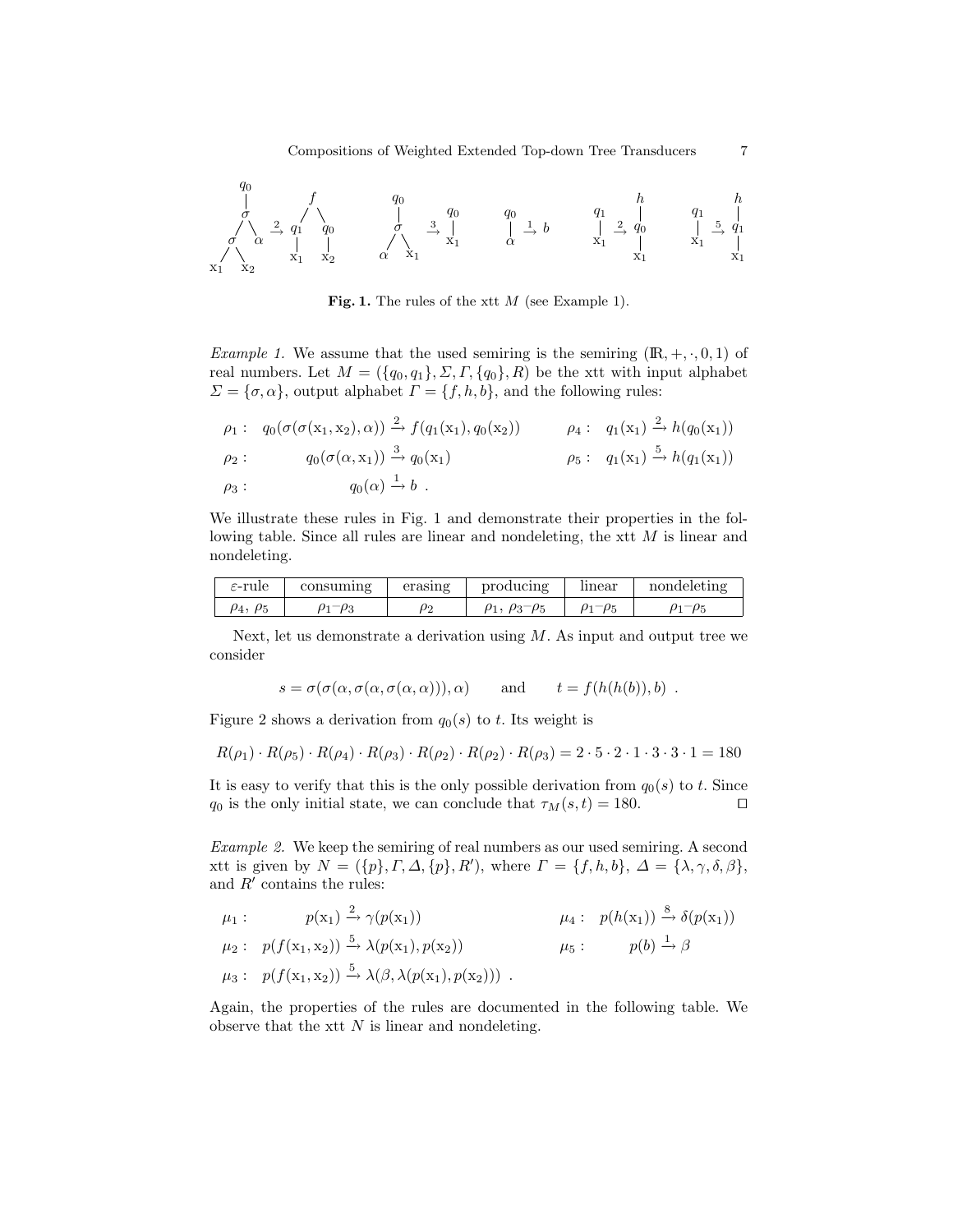Fig. 1. The rules of the xtt $M$ (see Example 1).

*Example 1.* We assume that the used semiring is the semiring $(\mathbb{R}, +, \cdot, 0, 1)$ of real numbers. Let $M = (\{q_0, q_1\}, \Sigma, \Gamma, \{q_0\}, R)$ be the xtt with input alphabet $\Sigma = \{\sigma, \alpha\}$, output alphabet $\Gamma = \{f, h, b\}$, and the following rules:

$$\rho_1 : \quad q_0(\sigma(\sigma(\mathrm{x}_1, \mathrm{x}_2), \alpha)) \xrightarrow{2} f(q_1(\mathrm{x}_1), q_0(\mathrm{x}_2)) \qquad \rho_4 : \quad q_1(\mathrm{x}_1) \xrightarrow{2} h(q_0(\mathrm{x}_1))$$

$$\rho_2 : \quad q_0(\sigma(\alpha, \mathrm{x}_1)) \xrightarrow{3} q_0(\mathrm{x}_1) \qquad \rho_5 : \quad q_1(\mathrm{x}_1) \xrightarrow{5} h(q_1(\mathrm{x}_1))$$

$$\rho_3 : \quad q_0(\alpha) \xrightarrow{1} b \ .$$

We illustrate these rules in Fig. 1 and demonstrate their properties in the following table. Since all rules are linear and nondeleting, the xtt $M$ is linear and nondeleting.

| $\varepsilon$-rule | consuming | erasing | producing | linear | nondeleting |
|---|---|---|---|---|---|
| $\rho_4$, $\rho_5$ | $\rho_1$–$\rho_3$ | $\rho_2$ | $\rho_1$, $\rho_3$–$\rho_5$ | $\rho_1$–$\rho_5$ | $\rho_1$–$\rho_5$ |

Next, let us demonstrate a derivation using $M$. As input and output tree we consider

$$s = \sigma(\sigma(\alpha, \sigma(\alpha, \sigma(\alpha, \alpha))), \alpha) \qquad \text{and} \qquad t = f(h(h(b)), b) \ .$$

Figure 2 shows a derivation from $q_0(s)$ to $t$. Its weight is

$$R(\rho_1) \cdot R(\rho_5) \cdot R(\rho_4) \cdot R(\rho_3) \cdot R(\rho_2) \cdot R(\rho_2) \cdot R(\rho_3) = 2 \cdot 5 \cdot 2 \cdot 1 \cdot 3 \cdot 3 \cdot 1 = 180$$

It is easy to verify that this is the only possible derivation from $q_0(s)$ to $t$. Since $q_0$ is the only initial state, we can conclude that $\tau_M(s, t) = 180$. □

*Example 2.* We keep the semiring of real numbers as our used semiring. A second xtt is given by $N = (\{p\}, \Gamma, \Delta, \{p\}, R')$, where $\Gamma = \{f, h, b\}$, $\Delta = \{\lambda, \gamma, \delta, \beta\}$, and $R'$ contains the rules:

$$\mu_1 : \quad p(\mathrm{x}_1) \xrightarrow{2} \gamma(p(\mathrm{x}_1)) \qquad \mu_4 : \quad p(h(\mathrm{x}_1)) \xrightarrow{8} \delta(p(\mathrm{x}_1))$$

$$\mu_2 : \quad p(f(\mathrm{x}_1, \mathrm{x}_2)) \xrightarrow{5} \lambda(p(\mathrm{x}_1), p(\mathrm{x}_2)) \qquad \mu_5 : \quad p(b) \xrightarrow{1} \beta$$

$$\mu_3 : \quad p(f(\mathrm{x}_1, \mathrm{x}_2)) \xrightarrow{5} \lambda(\beta, \lambda(p(\mathrm{x}_1), p(\mathrm{x}_2))) \ .$$

Again, the properties of the rules are documented in the following table. We observe that the xtt $N$ is linear and nondeleting.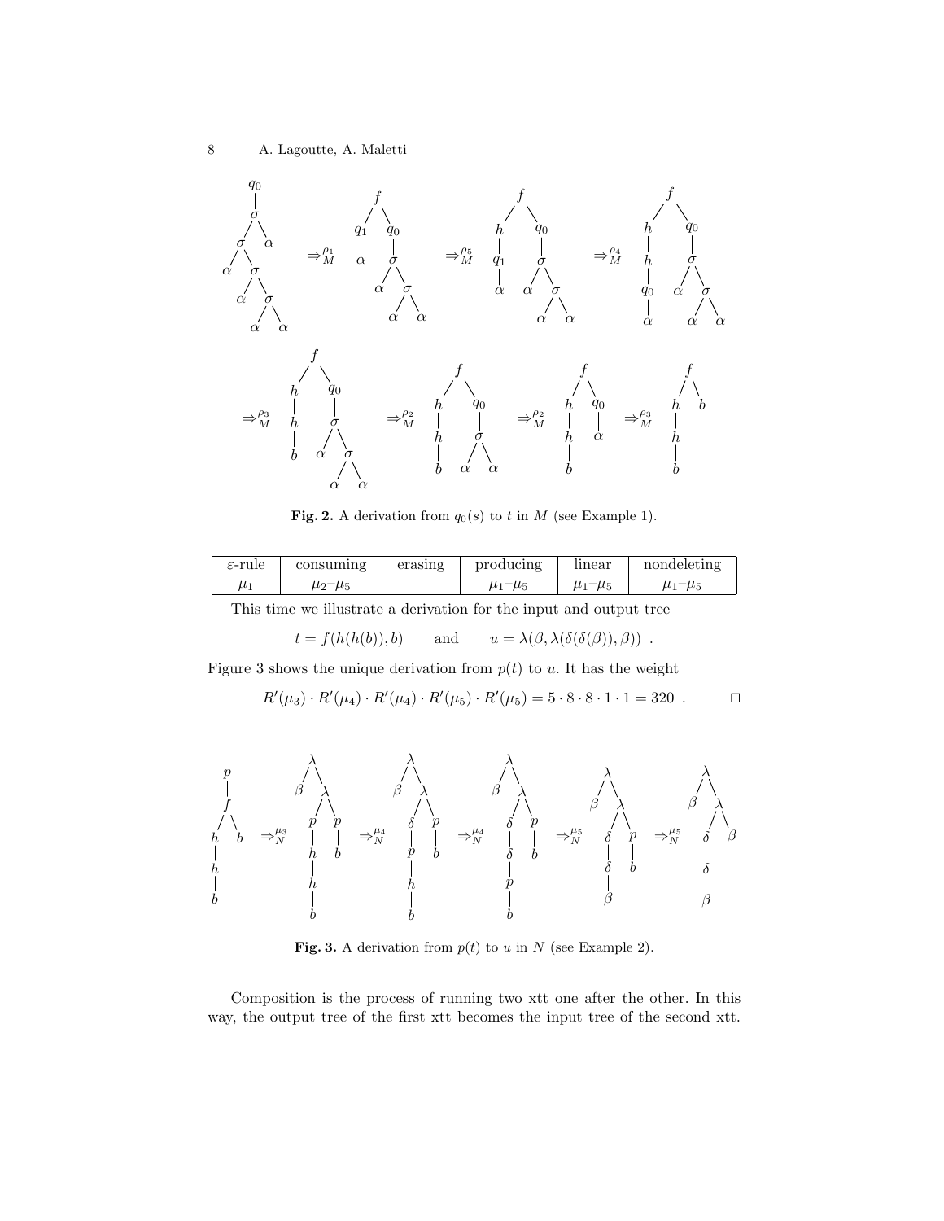**Fig. 2.** A derivation from $q_0(s)$ to $t$ in $M$ (see Example 1).

| $\varepsilon$-rule | consuming | erasing | producing | linear | nondeleting |
| --- | --- | --- | --- | --- | --- |
| $\mu_1$ | $\mu_2$–$\mu_5$ | | $\mu_1$–$\mu_5$ | $\mu_1$–$\mu_5$ | $\mu_1$–$\mu_5$ |

This time we illustrate a derivation for the input and output tree

$$t = f(h(h(b)), b) \qquad \text{and} \qquad u = \lambda(\beta, \lambda(\delta(\delta(\beta)), \beta)) \enspace .$$

Figure 3 shows the unique derivation from $p(t)$ to $u$. It has the weight

$$R'(\mu_3) \cdot R'(\mu_4) \cdot R'(\mu_4) \cdot R'(\mu_5) \cdot R'(\mu_5) = 5 \cdot 8 \cdot 8 \cdot 1 \cdot 1 = 320 \enspace . \qquad \square$$

**Fig. 3.** A derivation from $p(t)$ to $u$ in $N$ (see Example 2).

Composition is the process of running two xtt one after the other. In this way, the output tree of the first xtt becomes the input tree of the second xtt.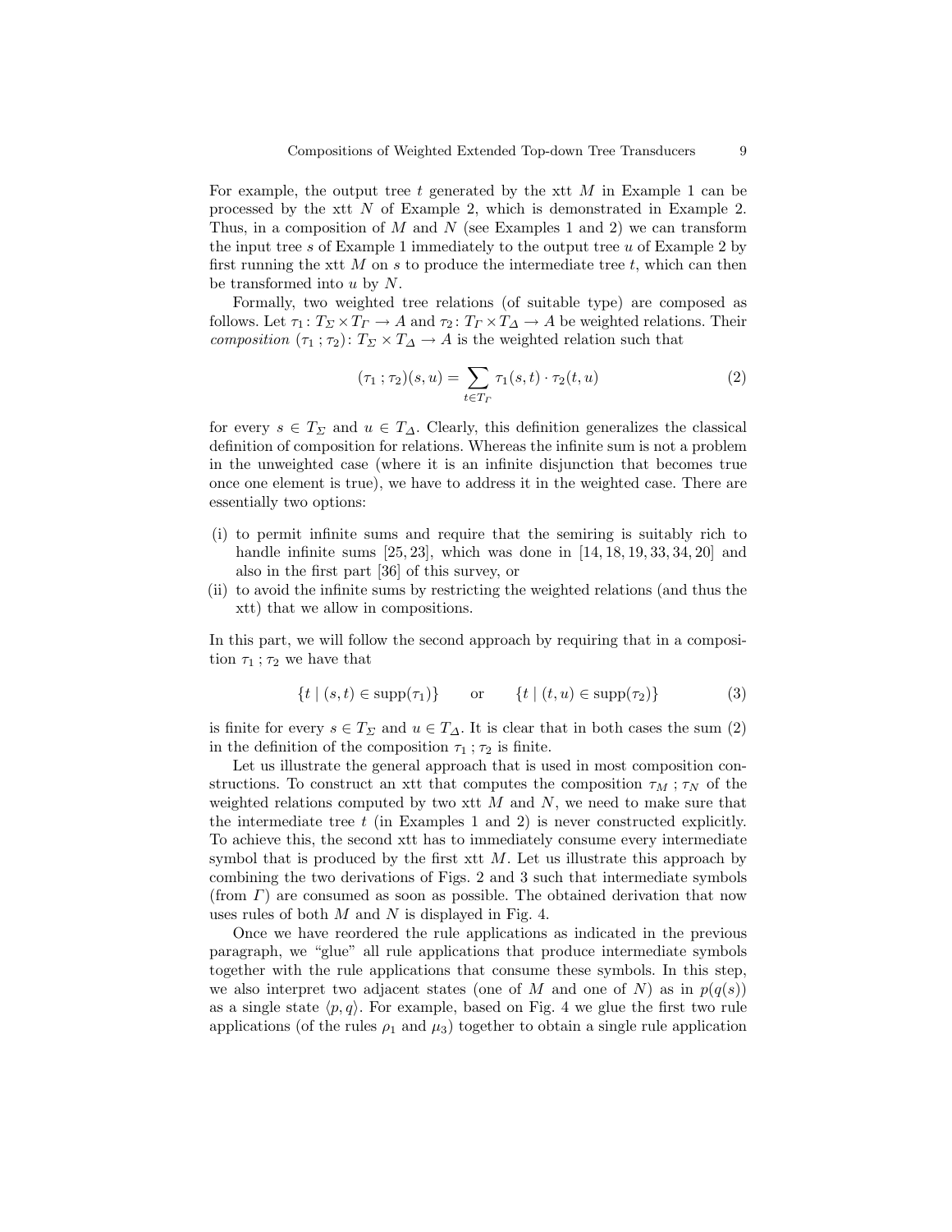For example, the output tree $t$ generated by the xtt $M$ in Example 1 can be processed by the xtt $N$ of Example 2, which is demonstrated in Example 2. Thus, in a composition of $M$ and $N$ (see Examples 1 and 2) we can transform the input tree $s$ of Example 1 immediately to the output tree $u$ of Example 2 by first running the xtt $M$ on $s$ to produce the intermediate tree $t$, which can then be transformed into $u$ by $N$.

Formally, two weighted tree relations (of suitable type) are composed as follows. Let $\tau_1 \colon T_\Sigma \times T_\Gamma \to A$ and $\tau_2 \colon T_\Gamma \times T_\Delta \to A$ be weighted relations. Their *composition* $(\tau_1 \,;\, \tau_2) \colon T_\Sigma \times T_\Delta \to A$ is the weighted relation such that

$$(\tau_1 \,;\, \tau_2)(s, u) = \sum_{t \in T_\Gamma} \tau_1(s, t) \cdot \tau_2(t, u) \tag{2}$$

for every $s \in T_\Sigma$ and $u \in T_\Delta$. Clearly, this definition generalizes the classical definition of composition for relations. Whereas the infinite sum is not a problem in the unweighted case (where it is an infinite disjunction that becomes true once one element is true), we have to address it in the weighted case. There are essentially two options:

(i) to permit infinite sums and require that the semiring is suitably rich to handle infinite sums [25, 23], which was done in [14, 18, 19, 33, 34, 20] and also in the first part [36] of this survey, or
(ii) to avoid the infinite sums by restricting the weighted relations (and thus the xtt) that we allow in compositions.

In this part, we will follow the second approach by requiring that in a composition $\tau_1 \,;\, \tau_2$ we have that

$$\{t \mid (s, t) \in \text{supp}(\tau_1)\} \qquad \text{or} \qquad \{t \mid (t, u) \in \text{supp}(\tau_2)\} \tag{3}$$

is finite for every $s \in T_\Sigma$ and $u \in T_\Delta$. It is clear that in both cases the sum (2) in the definition of the composition $\tau_1 \,;\, \tau_2$ is finite.

Let us illustrate the general approach that is used in most composition constructions. To construct an xtt that computes the composition $\tau_M \,;\, \tau_N$ of the weighted relations computed by two xtt $M$ and $N$, we need to make sure that the intermediate tree $t$ (in Examples 1 and 2) is never constructed explicitly. To achieve this, the second xtt has to immediately consume every intermediate symbol that is produced by the first xtt $M$. Let us illustrate this approach by combining the two derivations of Figs. 2 and 3 such that intermediate symbols (from $\Gamma$) are consumed as soon as possible. The obtained derivation that now uses rules of both $M$ and $N$ is displayed in Fig. 4.

Once we have reordered the rule applications as indicated in the previous paragraph, we "glue" all rule applications that produce intermediate symbols together with the rule applications that consume these symbols. In this step, we also interpret two adjacent states (one of $M$ and one of $N$) as in $p(q(s))$ as a single state $\langle p, q \rangle$. For example, based on Fig. 4 we glue the first two rule applications (of the rules $\rho_1$ and $\mu_3$) together to obtain a single rule application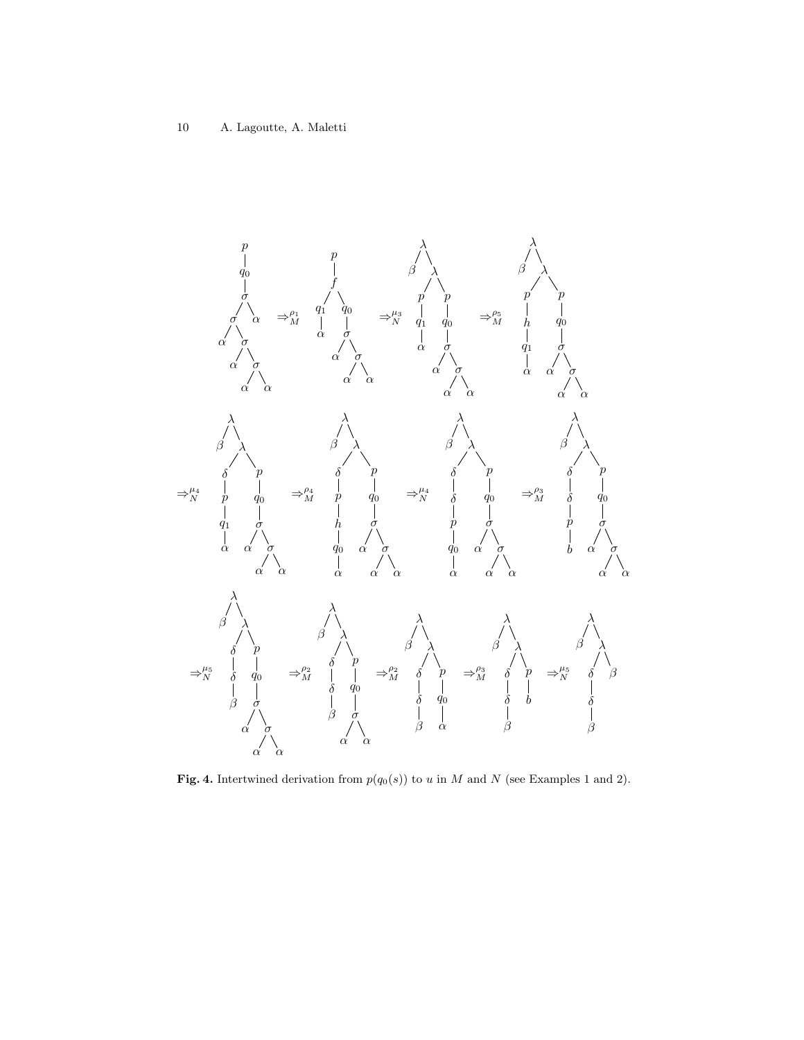Fig. 4. Intertwined derivation from $p(q_0(s))$ to $u$ in $M$ and $N$ (see Examples 1 and 2).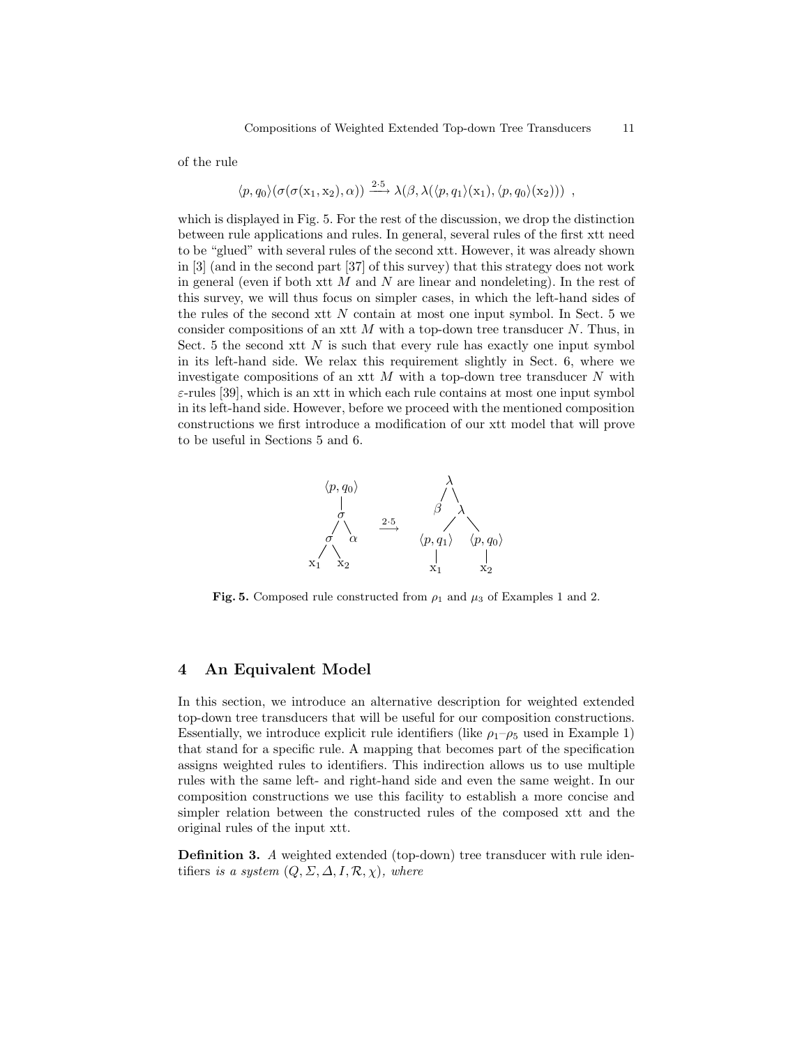of the rule

$$\langle p, q_0 \rangle(\sigma(\sigma(\mathrm{x}_1, \mathrm{x}_2), \alpha)) \xrightarrow{2 \cdot 5} \lambda(\beta, \lambda(\langle p, q_1 \rangle(\mathrm{x}_1), \langle p, q_0 \rangle(\mathrm{x}_2))) \enspace ,$$

which is displayed in Fig. 5. For the rest of the discussion, we drop the distinction between rule applications and rules. In general, several rules of the first xtt need to be "glued" with several rules of the second xtt. However, it was already shown in [3] (and in the second part [37] of this survey) that this strategy does not work in general (even if both xtt $M$ and $N$ are linear and nondeleting). In the rest of this survey, we will thus focus on simpler cases, in which the left-hand sides of the rules of the second xtt $N$ contain at most one input symbol. In Sect. 5 we consider compositions of an xtt $M$ with a top-down tree transducer $N$. Thus, in Sect. 5 the second xtt $N$ is such that every rule has exactly one input symbol in its left-hand side. We relax this requirement slightly in Sect. 6, where we investigate compositions of an xtt $M$ with a top-down tree transducer $N$ with $\varepsilon$-rules [39], which is an xtt in which each rule contains at most one input symbol in its left-hand side. However, before we proceed with the mentioned composition constructions we first introduce a modification of our xtt model that will prove to be useful in Sections 5 and 6.

**Fig. 5.** Composed rule constructed from $\rho_1$ and $\mu_3$ of Examples 1 and 2.

## 4 An Equivalent Model

In this section, we introduce an alternative description for weighted extended top-down tree transducers that will be useful for our composition constructions. Essentially, we introduce explicit rule identifiers (like $\rho_1$–$\rho_5$ used in Example 1) that stand for a specific rule. A mapping that becomes part of the specification assigns weighted rules to identifiers. This indirection allows us to use multiple rules with the same left- and right-hand side and even the same weight. In our composition constructions we use this facility to establish a more concise and simpler relation between the constructed rules of the composed xtt and the original rules of the input xtt.

**Definition 3.** *A* weighted extended (top-down) tree transducer with rule identifiers *is a system* $(Q, \Sigma, \Delta, I, \mathcal{R}, \chi)$*, where*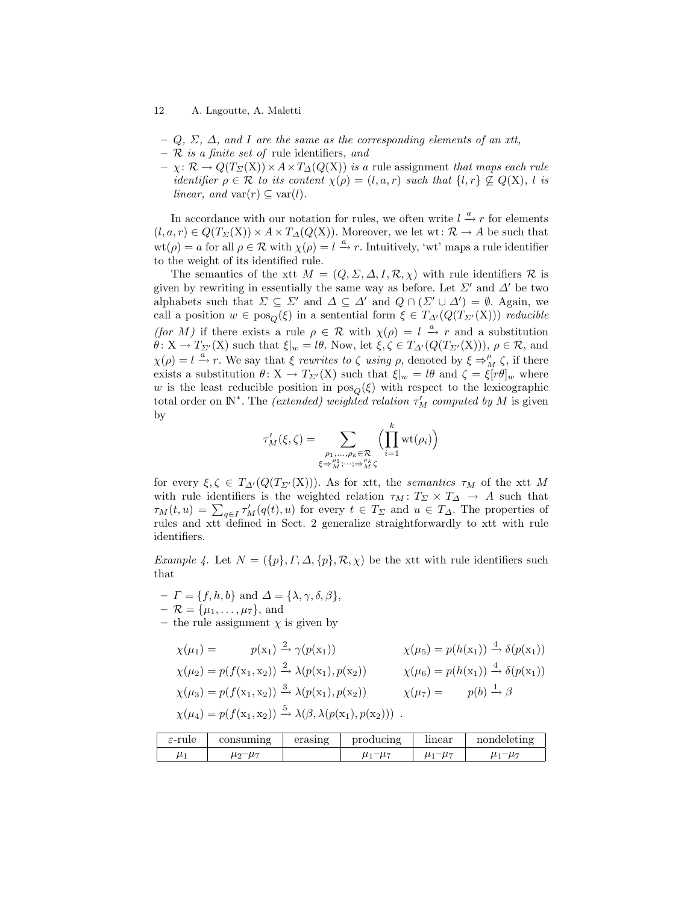- $Q$, $\Sigma$, $\Delta$, and $I$ are the same as the corresponding elements of an xtt,
- $\mathcal{R}$ is a finite set of rule identifiers, and
- $\chi\colon \mathcal{R} \to Q(T_\Sigma(\mathrm{X})) \times A \times T_\Delta(Q(\mathrm{X}))$ is a rule assignment that maps each rule identifier $\rho \in \mathcal{R}$ to its content $\chi(\rho) = (l, a, r)$ such that $\{l, r\} \nsubseteq Q(\mathrm{X})$, $l$ is linear, and $\mathrm{var}(r) \subseteq \mathrm{var}(l)$.

In accordance with our notation for rules, we often write $l \xrightarrow{a} r$ for elements $(l, a, r) \in Q(T_\Sigma(\mathrm{X})) \times A \times T_\Delta(Q(\mathrm{X}))$. Moreover, we let $\mathrm{wt}\colon \mathcal{R} \to A$ be such that $\mathrm{wt}(\rho) = a$ for all $\rho \in \mathcal{R}$ with $\chi(\rho) = l \xrightarrow{a} r$. Intuitively, 'wt' maps a rule identifier to the weight of its identified rule.

The semantics of the xtt $M = (Q, \Sigma, \Delta, I, \mathcal{R}, \chi)$ with rule identifiers $\mathcal{R}$ is given by rewriting in essentially the same way as before. Let $\Sigma'$ and $\Delta'$ be two alphabets such that $\Sigma \subseteq \Sigma'$ and $\Delta \subseteq \Delta'$ and $Q \cap (\Sigma' \cup \Delta') = \emptyset$. Again, we call a position $w \in \mathrm{pos}_Q(\xi)$ in a sentential form $\xi \in T_{\Delta'}(Q(T_{\Sigma'}(\mathrm{X})))$ *reducible (for $M$)* if there exists a rule $\rho \in \mathcal{R}$ with $\chi(\rho) = l \xrightarrow{a} r$ and a substitution $\theta\colon \mathrm{X} \to T_{\Sigma'}(\mathrm{X})$ such that $\xi|_w = l\theta$. Now, let $\xi, \zeta \in T_{\Delta'}(Q(T_{\Sigma'}(\mathrm{X})))$, $\rho \in \mathcal{R}$, and $\chi(\rho) = l \xrightarrow{a} r$. We say that $\xi$ *rewrites to* $\zeta$ *using* $\rho$, denoted by $\xi \Rightarrow_M^\rho \zeta$, if there exists a substitution $\theta\colon \mathrm{X} \to T_{\Sigma'}(\mathrm{X})$ such that $\xi|_w = l\theta$ and $\zeta = \xi[r\theta]_w$ where $w$ is the least reducible position in $\mathrm{pos}_Q(\xi)$ with respect to the lexicographic total order on $\mathbb{N}^*$. The *(extended) weighted relation $\tau'_M$ computed by $M$* is given by

$$\tau'_M(\xi, \zeta) = \sum_{\substack{\rho_1, \dots, \rho_k \in \mathcal{R} \\ \xi \Rightarrow_M^{\rho_1} ; \cdots ; \Rightarrow_M^{\rho_k} \zeta}} \Bigl( \prod_{i=1}^{k} \mathrm{wt}(\rho_i) \Bigr)$$

for every $\xi, \zeta \in T_{\Delta'}(Q(T_{\Sigma'}(\mathrm{X})))$. As for xtt, the *semantics* $\tau_M$ of the xtt $M$ with rule identifiers is the weighted relation $\tau_M\colon T_\Sigma \times T_\Delta \to A$ such that $\tau_M(t, u) = \sum_{q \in I} \tau'_M(q(t), u)$ for every $t \in T_\Sigma$ and $u \in T_\Delta$. The properties of rules and xtt defined in Sect. 2 generalize straightforwardly to xtt with rule identifiers.

*Example 4.* Let $N = (\{p\}, \Gamma, \Delta, \{p\}, \mathcal{R}, \chi)$ be the xtt with rule identifiers such that

- $\Gamma = \{f, h, b\}$ and $\Delta = \{\lambda, \gamma, \delta, \beta\}$,
- $\mathcal{R} = \{\mu_1, \dots, \mu_7\}$, and
- the rule assignment $\chi$ is given by

$$\begin{aligned}
\chi(\mu_1) &= p(\mathrm{x}_1) \xrightarrow{2} \gamma(p(\mathrm{x}_1)) & \chi(\mu_5) &= p(h(\mathrm{x}_1)) \xrightarrow{4} \delta(p(\mathrm{x}_1)) \\
\chi(\mu_2) &= p(f(\mathrm{x}_1, \mathrm{x}_2)) \xrightarrow{2} \lambda(p(\mathrm{x}_1), p(\mathrm{x}_2)) & \chi(\mu_6) &= p(h(\mathrm{x}_1)) \xrightarrow{4} \delta(p(\mathrm{x}_1)) \\
\chi(\mu_3) &= p(f(\mathrm{x}_1, \mathrm{x}_2)) \xrightarrow{3} \lambda(p(\mathrm{x}_1), p(\mathrm{x}_2)) & \chi(\mu_7) &= p(b) \xrightarrow{1} \beta \\
\chi(\mu_4) &= p(f(\mathrm{x}_1, \mathrm{x}_2)) \xrightarrow{5} \lambda(\beta, \lambda(p(\mathrm{x}_1), p(\mathrm{x}_2))) \enspace .
\end{aligned}$$

| $\varepsilon$-rule | consuming | erasing | producing | linear | nondeleting |
|---|---|---|---|---|---|
| $\mu_1$ | $\mu_2$–$\mu_7$ | | $\mu_1$–$\mu_7$ | $\mu_1$–$\mu_7$ | $\mu_1$–$\mu_7$ |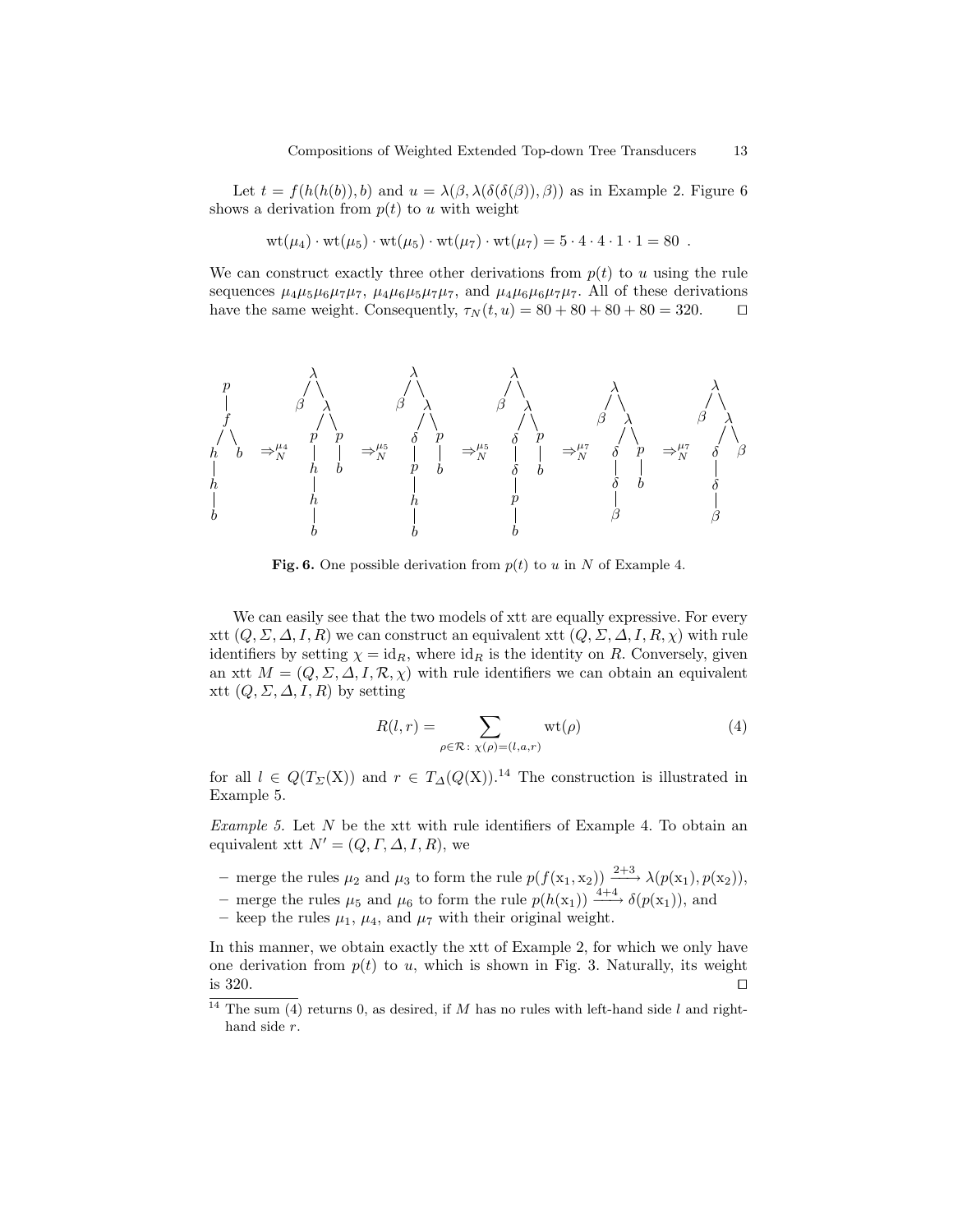Let $t = f(h(h(b)), b)$ and $u = \lambda(\beta, \lambda(\delta(\delta(\beta)), \beta))$ as in Example 2. Figure 6 shows a derivation from $p(t)$ to $u$ with weight

$$\mathrm{wt}(\mu_4) \cdot \mathrm{wt}(\mu_5) \cdot \mathrm{wt}(\mu_5) \cdot \mathrm{wt}(\mu_7) \cdot \mathrm{wt}(\mu_7) = 5 \cdot 4 \cdot 4 \cdot 1 \cdot 1 = 80 \enspace .$$

We can construct exactly three other derivations from $p(t)$ to $u$ using the rule sequences $\mu_4\mu_5\mu_6\mu_7\mu_7$, $\mu_4\mu_6\mu_5\mu_7\mu_7$, and $\mu_4\mu_6\mu_6\mu_7\mu_7$. All of these derivations have the same weight. Consequently, $\tau_N(t, u) = 80 + 80 + 80 + 80 = 320$. □

**Fig. 6.** One possible derivation from $p(t)$ to $u$ in $N$ of Example 4.

We can easily see that the two models of xtt are equally expressive. For every xtt $(Q, \Sigma, \Delta, I, R)$ we can construct an equivalent xtt $(Q, \Sigma, \Delta, I, R, \chi)$ with rule identifiers by setting $\chi = \mathrm{id}_R$, where $\mathrm{id}_R$ is the identity on $R$. Conversely, given an xtt $M = (Q, \Sigma, \Delta, I, \mathcal{R}, \chi)$ with rule identifiers we can obtain an equivalent xtt $(Q, \Sigma, \Delta, I, R)$ by setting

$$R(l, r) = \sum_{\rho \in \mathcal{R} \colon \chi(\rho) = (l,a,r)} \mathrm{wt}(\rho) \tag{4}$$

for all $l \in Q(T_\Sigma(\mathrm{X}))$ and $r \in T_\Delta(Q(\mathrm{X}))$.[14] The construction is illustrated in Example 5.

*Example 5.* Let $N$ be the xtt with rule identifiers of Example 4. To obtain an equivalent xtt $N' = (Q, \Gamma, \Delta, I, R)$, we

- merge the rules $\mu_2$ and $\mu_3$ to form the rule $p(f(\mathrm{x}_1, \mathrm{x}_2)) \xrightarrow{2+3} \lambda(p(\mathrm{x}_1), p(\mathrm{x}_2))$,
- merge the rules $\mu_5$ and $\mu_6$ to form the rule $p(h(\mathrm{x}_1)) \xrightarrow{4+4} \delta(p(\mathrm{x}_1))$, and
- keep the rules $\mu_1$, $\mu_4$, and $\mu_7$ with their original weight.

In this manner, we obtain exactly the xtt of Example 2, for which we only have one derivation from $p(t)$ to $u$, which is shown in Fig. 3. Naturally, its weight is 320. □

[14] The sum (4) returns 0, as desired, if $M$ has no rules with left-hand side $l$ and right-hand side $r$.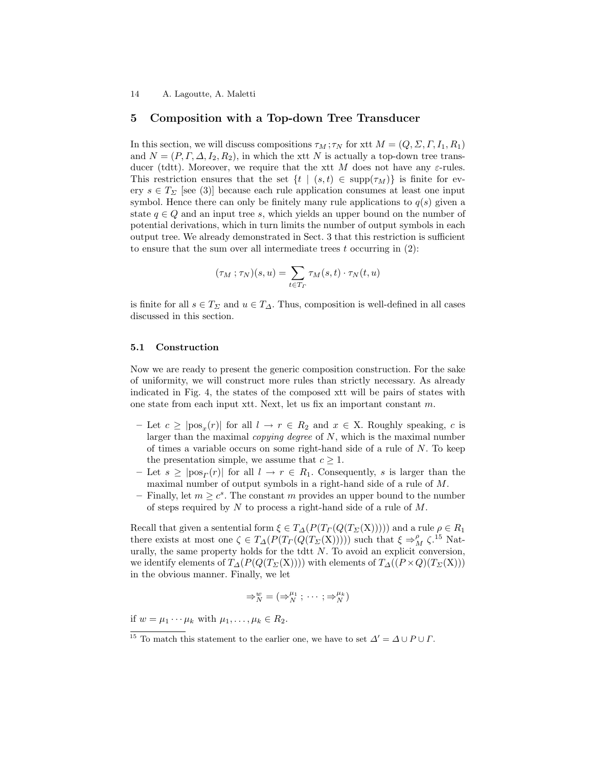## 5 Composition with a Top-down Tree Transducer

In this section, we will discuss compositions $\tau_M ; \tau_N$ for xtt $M = (Q, \Sigma, \Gamma, I_1, R_1)$ and $N = (P, \Gamma, \Delta, I_2, R_2)$, in which the xtt $N$ is actually a top-down tree transducer (tdtt). Moreover, we require that the xtt $M$ does not have any $\varepsilon$-rules. This restriction ensures that the set $\{t \mid (s, t) \in \text{supp}(\tau_M)\}$ is finite for every $s \in T_\Sigma$ [see (3)] because each rule application consumes at least one input symbol. Hence there can only be finitely many rule applications to $q(s)$ given a state $q \in Q$ and an input tree $s$, which yields an upper bound on the number of potential derivations, which in turn limits the number of output symbols in each output tree. We already demonstrated in Sect. 3 that this restriction is sufficient to ensure that the sum over all intermediate trees $t$ occurring in (2):

$$(\tau_M ; \tau_N)(s, u) = \sum_{t \in T_\Gamma} \tau_M(s, t) \cdot \tau_N(t, u)$$

is finite for all $s \in T_\Sigma$ and $u \in T_\Delta$. Thus, composition is well-defined in all cases discussed in this section.

### 5.1 Construction

Now we are ready to present the generic composition construction. For the sake of uniformity, we will construct more rules than strictly necessary. As already indicated in Fig. 4, the states of the composed xtt will be pairs of states with one state from each input xtt. Next, let us fix an important constant $m$.

- Let $c \geq |\text{pos}_x(r)|$ for all $l \to r \in R_2$ and $x \in \mathrm{X}$. Roughly speaking, $c$ is larger than the maximal *copying degree* of $N$, which is the maximal number of times a variable occurs on some right-hand side of a rule of $N$. To keep the presentation simple, we assume that $c \geq 1$.
- Let $s \geq |\text{pos}_\Gamma(r)|$ for all $l \to r \in R_1$. Consequently, $s$ is larger than the maximal number of output symbols in a right-hand side of a rule of $M$.
- Finally, let $m \geq c^s$. The constant $m$ provides an upper bound to the number of steps required by $N$ to process a right-hand side of a rule of $M$.

Recall that given a sentential form $\xi \in T_\Delta(P(T_\Gamma(Q(T_\Sigma(\mathrm{X})))))$ and a rule $\rho \in R_1$ there exists at most one $\zeta \in T_\Delta(P(T_\Gamma(Q(T_\Sigma(\mathrm{X})))))$ such that $\xi \Rightarrow_M^\rho \zeta$.[15] Naturally, the same property holds for the tdtt $N$. To avoid an explicit conversion, we identify elements of $T_\Delta(P(Q(T_\Sigma(\mathrm{X}))))$ with elements of $T_\Delta((P \times Q)(T_\Sigma(\mathrm{X})))$ in the obvious manner. Finally, we let

$$\Rightarrow_N^w = (\Rightarrow_N^{\mu_1} ; \cdots ; \Rightarrow_N^{\mu_k})$$

if $w = \mu_1 \cdots \mu_k$ with $\mu_1, \ldots, \mu_k \in R_2$.

---

[15] To match this statement to the earlier one, we have to set $\Delta' = \Delta \cup P \cup \Gamma$.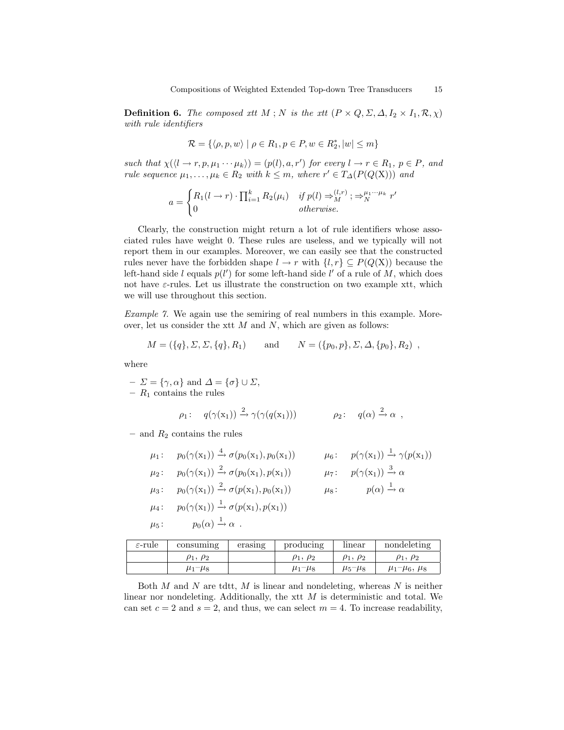**Definition 6.** *The composed xtt $M\,;N$ is the xtt $(P \times Q, \Sigma, \Delta, I_2 \times I_1, \mathcal{R}, \chi)$ with rule identifiers*

$$\mathcal{R} = \{\langle \rho, p, w\rangle \mid \rho \in R_1, p \in P, w \in R_2^*, |w| \leq m\}$$

*such that $\chi(\langle l \to r, p, \mu_1 \cdots \mu_k\rangle) = (p(l), a, r')$ for every $l \to r \in R_1$, $p \in P$, and rule sequence $\mu_1, \ldots, \mu_k \in R_2$ with $k \leq m$, where $r' \in T_\Delta(P(Q(\mathrm{X})))$ and*

$$a = \begin{cases} R_1(l \to r) \cdot \prod_{i=1}^k R_2(\mu_i) & \text{if } p(l) \Rightarrow_M^{(l,r)} ; \Rightarrow_N^{\mu_1 \cdots \mu_k} r' \\ 0 & \text{otherwise.} \end{cases}$$

Clearly, the construction might return a lot of rule identifiers whose associated rules have weight 0. These rules are useless, and we typically will not report them in our examples. Moreover, we can easily see that the constructed rules never have the forbidden shape $l \to r$ with $\{l, r\} \subseteq P(Q(\mathrm{X}))$ because the left-hand side $l$ equals $p(l')$ for some left-hand side $l'$ of a rule of $M$, which does not have $\varepsilon$-rules. Let us illustrate the construction on two example xtt, which we will use throughout this section.

*Example 7.* We again use the semiring of real numbers in this example. Moreover, let us consider the xtt $M$ and $N$, which are given as follows:

$$M = (\{q\}, \Sigma, \Sigma, \{q\}, R_1) \qquad \text{and} \qquad N = (\{p_0, p\}, \Sigma, \Delta, \{p_0\}, R_2) \enspace,$$

where

- $\Sigma = \{\gamma, \alpha\}$ and $\Delta = \{\sigma\} \cup \Sigma$,
- $R_1$ contains the rules

$$\rho_1\colon \quad q(\gamma(\mathrm{x}_1)) \xrightarrow{2} \gamma(\gamma(q(\mathrm{x}_1))) \qquad\qquad \rho_2\colon \quad q(\alpha) \xrightarrow{2} \alpha \enspace,$$

- and $R_2$ contains the rules

$$\begin{aligned}
&\mu_1\colon \quad p_0(\gamma(\mathrm{x}_1)) \xrightarrow{4} \sigma(p_0(\mathrm{x}_1), p_0(\mathrm{x}_1)) &&\mu_6\colon \quad p(\gamma(\mathrm{x}_1)) \xrightarrow{1} \gamma(p(\mathrm{x}_1))\\
&\mu_2\colon \quad p_0(\gamma(\mathrm{x}_1)) \xrightarrow{2} \sigma(p_0(\mathrm{x}_1), p(\mathrm{x}_1)) &&\mu_7\colon \quad p(\gamma(\mathrm{x}_1)) \xrightarrow{3} \alpha\\
&\mu_3\colon \quad p_0(\gamma(\mathrm{x}_1)) \xrightarrow{2} \sigma(p(\mathrm{x}_1), p_0(\mathrm{x}_1)) &&\mu_8\colon \quad p(\alpha) \xrightarrow{1} \alpha\\
&\mu_4\colon \quad p_0(\gamma(\mathrm{x}_1)) \xrightarrow{1} \sigma(p(\mathrm{x}_1), p(\mathrm{x}_1)) &&\\
&\mu_5\colon \quad p_0(\alpha) \xrightarrow{1} \alpha \enspace. &&
\end{aligned}$$

| $\varepsilon$-rule | consuming | erasing | producing | linear | nondeleting |
|---|---|---|---|---|---|
| | $\rho_1$, $\rho_2$ | | $\rho_1$, $\rho_2$ | $\rho_1$, $\rho_2$ | $\rho_1$, $\rho_2$ |
| | $\mu_1$–$\mu_8$ | | $\mu_1$–$\mu_8$ | $\mu_5$–$\mu_8$ | $\mu_1$–$\mu_6$, $\mu_8$ |

Both $M$ and $N$ are tdtt, $M$ is linear and nondeleting, whereas $N$ is neither linear nor nondeleting. Additionally, the xtt $M$ is deterministic and total. We can set $c = 2$ and $s = 2$, and thus, we can select $m = 4$. To increase readability,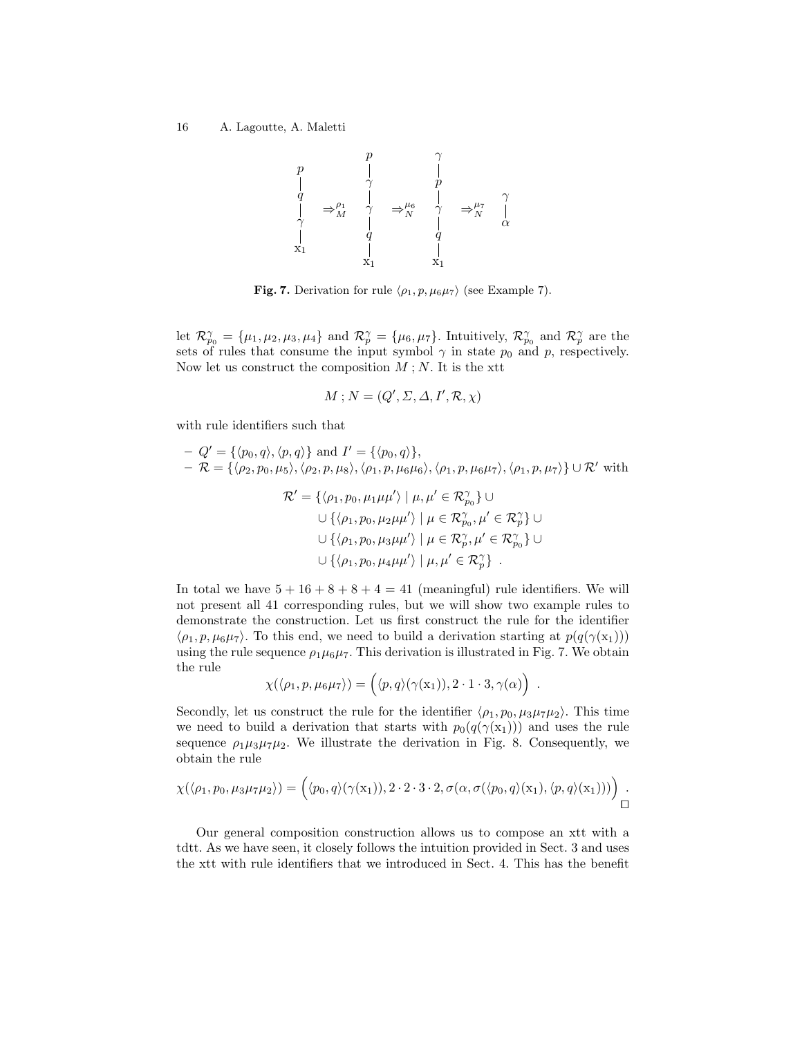$$
\begin{array}{c} p \\ | \\ q \\ | \\ \gamma \\ | \\ \mathrm{x}_1 \end{array}
\Rightarrow_M^{\rho_1}
\begin{array}{c} p \\ | \\ \gamma \\ | \\ \gamma \\ | \\ q \\ | \\ \mathrm{x}_1 \end{array}
\Rightarrow_N^{\mu_6}
\begin{array}{c} \gamma \\ | \\ p \\ | \\ \gamma \\ | \\ q \\ | \\ \mathrm{x}_1 \end{array}
\Rightarrow_N^{\mu_7}
\begin{array}{c} \gamma \\ | \\ \alpha \end{array}
$$

**Fig. 7.** Derivation for rule $\langle \rho_1, p, \mu_6\mu_7\rangle$ (see Example 7).

let $\mathcal{R}_{p_0}^{\gamma} = \{\mu_1, \mu_2, \mu_3, \mu_4\}$ and $\mathcal{R}_{p}^{\gamma} = \{\mu_6, \mu_7\}$. Intuitively, $\mathcal{R}_{p_0}^{\gamma}$ and $\mathcal{R}_{p}^{\gamma}$ are the sets of rules that consume the input symbol $\gamma$ in state $p_0$ and $p$, respectively. Now let us construct the composition $M \,;N$. It is the xtt

$$M \,; N = (Q', \Sigma, \Delta, I', \mathcal{R}, \chi)$$

with rule identifiers such that

- $Q' = \{\langle p_0, q\rangle, \langle p, q\rangle\}$ and $I' = \{\langle p_0, q\rangle\}$,
- $\mathcal{R} = \{\langle \rho_2, p_0, \mu_5\rangle, \langle \rho_2, p, \mu_8\rangle, \langle \rho_1, p, \mu_6\mu_6\rangle, \langle \rho_1, p, \mu_6\mu_7\rangle, \langle \rho_1, p, \mu_7\rangle\} \cup \mathcal{R}'$ with

$$
\begin{aligned}
\mathcal{R}' = \{&\langle \rho_1, p_0, \mu_1\mu\mu'\rangle \mid \mu, \mu' \in \mathcal{R}_{p_0}^{\gamma}\} \cup \\
\cup \{&\langle \rho_1, p_0, \mu_2\mu\mu'\rangle \mid \mu \in \mathcal{R}_{p_0}^{\gamma}, \mu' \in \mathcal{R}_{p}^{\gamma}\} \cup \\
\cup \{&\langle \rho_1, p_0, \mu_3\mu\mu'\rangle \mid \mu \in \mathcal{R}_{p}^{\gamma}, \mu' \in \mathcal{R}_{p_0}^{\gamma}\} \cup \\
\cup \{&\langle \rho_1, p_0, \mu_4\mu\mu'\rangle \mid \mu, \mu' \in \mathcal{R}_{p}^{\gamma}\} \enspace .
\end{aligned}
$$

In total we have $5 + 16 + 8 + 8 + 4 = 41$ (meaningful) rule identifiers. We will not present all 41 corresponding rules, but we will show two example rules to demonstrate the construction. Let us first construct the rule for the identifier $\langle \rho_1, p, \mu_6\mu_7\rangle$. To this end, we need to build a derivation starting at $p(q(\gamma(\mathrm{x}_1)))$ using the rule sequence $\rho_1\mu_6\mu_7$. This derivation is illustrated in Fig. 7. We obtain the rule

$$\chi(\langle \rho_1, p, \mu_6\mu_7\rangle) = \Big(\langle p, q\rangle(\gamma(\mathrm{x}_1)), 2 \cdot 1 \cdot 3, \gamma(\alpha)\Big) \enspace .$$

Secondly, let us construct the rule for the identifier $\langle \rho_1, p_0, \mu_3\mu_7\mu_2\rangle$. This time we need to build a derivation that starts with $p_0(q(\gamma(\mathrm{x}_1)))$ and uses the rule sequence $\rho_1\mu_3\mu_7\mu_2$. We illustrate the derivation in Fig. 8. Consequently, we obtain the rule

$$\chi(\langle \rho_1, p_0, \mu_3\mu_7\mu_2\rangle) = \Big(\langle p_0, q\rangle(\gamma(\mathrm{x}_1)), 2 \cdot 2 \cdot 3 \cdot 2, \sigma(\alpha, \sigma(\langle p_0, q\rangle(\mathrm{x}_1), \langle p, q\rangle(\mathrm{x}_1)))\Big) \enspace .$$

□

Our general composition construction allows us to compose an xtt with a tdtt. As we have seen, it closely follows the intuition provided in Sect. 3 and uses the xtt with rule identifiers that we introduced in Sect. 4. This has the benefit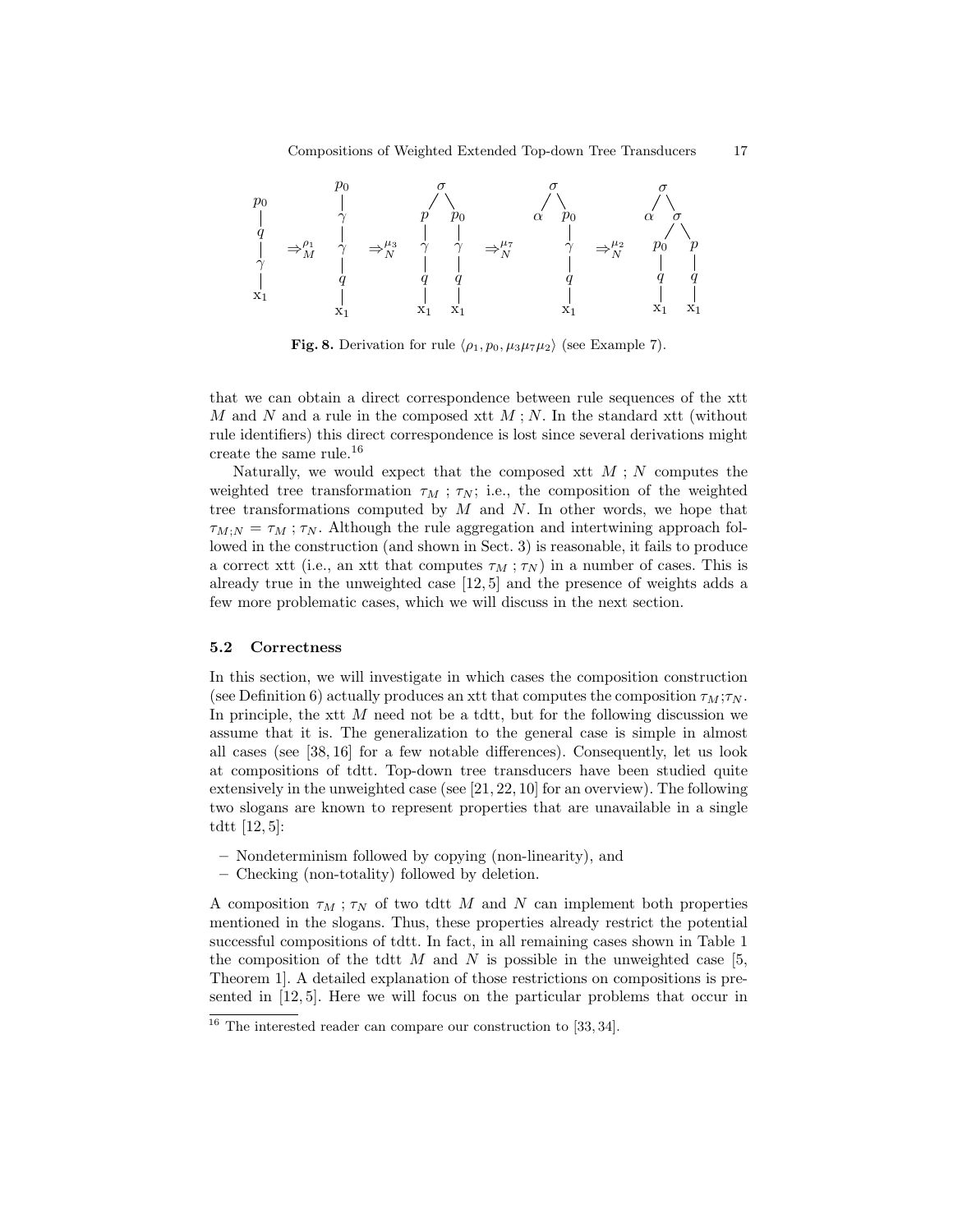**Fig. 8.** Derivation for rule $\langle \rho_1, p_0, \mu_3\mu_7\mu_2 \rangle$ (see Example 7).

that we can obtain a direct correspondence between rule sequences of the xtt $M$ and $N$ and a rule in the composed xtt $M ; N$. In the standard xtt (without rule identifiers) this direct correspondence is lost since several derivations might create the same rule.[16]

Naturally, we would expect that the composed xtt $M ; N$ computes the weighted tree transformation $\tau_M ; \tau_N$; i.e., the composition of the weighted tree transformations computed by $M$ and $N$. In other words, we hope that $\tau_{M;N} = \tau_M ; \tau_N$. Although the rule aggregation and intertwining approach followed in the construction (and shown in Sect. 3) is reasonable, it fails to produce a correct xtt (i.e., an xtt that computes $\tau_M ; \tau_N$) in a number of cases. This is already true in the unweighted case [12, 5] and the presence of weights adds a few more problematic cases, which we will discuss in the next section.

### 5.2 Correctness

In this section, we will investigate in which cases the composition construction (see Definition 6) actually produces an xtt that computes the composition $\tau_M;\tau_N$. In principle, the xtt $M$ need not be a tdtt, but for the following discussion we assume that it is. The generalization to the general case is simple in almost all cases (see [38, 16] for a few notable differences). Consequently, let us look at compositions of tdtt. Top-down tree transducers have been studied quite extensively in the unweighted case (see [21, 22, 10] for an overview). The following two slogans are known to represent properties that are unavailable in a single tdtt [12, 5]:

- Nondeterminism followed by copying (non-linearity), and
- Checking (non-totality) followed by deletion.

A composition $\tau_M ; \tau_N$ of two tdtt $M$ and $N$ can implement both properties mentioned in the slogans. Thus, these properties already restrict the potential successful compositions of tdtt. In fact, in all remaining cases shown in Table 1 the composition of the tdtt $M$ and $N$ is possible in the unweighted case [5, Theorem 1]. A detailed explanation of those restrictions on compositions is presented in [12, 5]. Here we will focus on the particular problems that occur in

[16] The interested reader can compare our construction to [33, 34].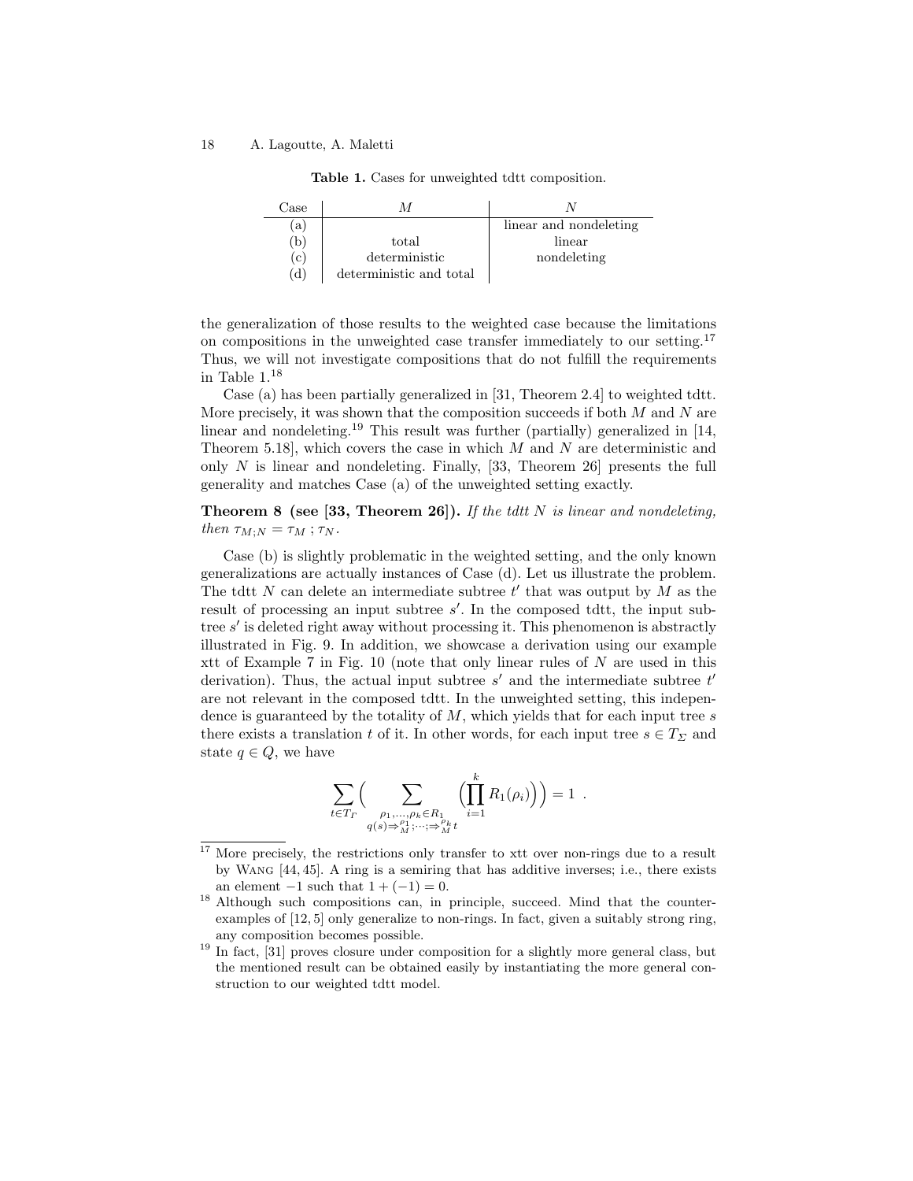**Table 1.** Cases for unweighted tdtt composition.

| Case | $M$ | $N$ |
|---|---|---|
| (a) | | linear and nondeleting |
| (b) | total | linear |
| (c) | deterministic | nondeleting |
| (d) | deterministic and total | |

the generalization of those results to the weighted case because the limitations on compositions in the unweighted case transfer immediately to our setting.[17] Thus, we will not investigate compositions that do not fulfill the requirements in Table 1.[18]

Case (a) has been partially generalized in [31, Theorem 2.4] to weighted tdtt. More precisely, it was shown that the composition succeeds if both $M$ and $N$ are linear and nondeleting.[19] This result was further (partially) generalized in [14, Theorem 5.18], which covers the case in which $M$ and $N$ are deterministic and only $N$ is linear and nondeleting. Finally, [33, Theorem 26] presents the full generality and matches Case (a) of the unweighted setting exactly.

**Theorem 8 (see [33, Theorem 26]).** *If the tdtt $N$ is linear and nondeleting, then $\tau_{M;N} = \tau_M \, ; \tau_N$.*

Case (b) is slightly problematic in the weighted setting, and the only known generalizations are actually instances of Case (d). Let us illustrate the problem. The tdtt $N$ can delete an intermediate subtree $t'$ that was output by $M$ as the result of processing an input subtree $s'$. In the composed tdtt, the input subtree $s'$ is deleted right away without processing it. This phenomenon is abstractly illustrated in Fig. 9. In addition, we showcase a derivation using our example xtt of Example 7 in Fig. 10 (note that only linear rules of $N$ are used in this derivation). Thus, the actual input subtree $s'$ and the intermediate subtree $t'$ are not relevant in the composed tdtt. In the unweighted setting, this independence is guaranteed by the totality of $M$, which yields that for each input tree $s$ there exists a translation $t$ of it. In other words, for each input tree $s \in T_\Sigma$ and state $q \in Q$, we have

$$\sum_{t \in T_\Gamma} \Big( \sum_{\substack{\rho_1, \dots, \rho_k \in R_1 \\ q(s) \Rightarrow_M^{\rho_1} ; \cdots ; \Rightarrow_M^{\rho_k} t}} \Big( \prod_{i=1}^{k} R_1(\rho_i) \Big) \Big) = 1 \enspace .$$

---

[17] More precisely, the restrictions only transfer to xtt over non-rings due to a result by Wang [44, 45]. A ring is a semiring that has additive inverses; i.e., there exists an element $-1$ such that $1 + (-1) = 0$.

[18] Although such compositions can, in principle, succeed. Mind that the counterexamples of [12, 5] only generalize to non-rings. In fact, given a suitably strong ring, any composition becomes possible.

[19] In fact, [31] proves closure under composition for a slightly more general class, but the mentioned result can be obtained easily by instantiating the more general construction to our weighted tdtt model.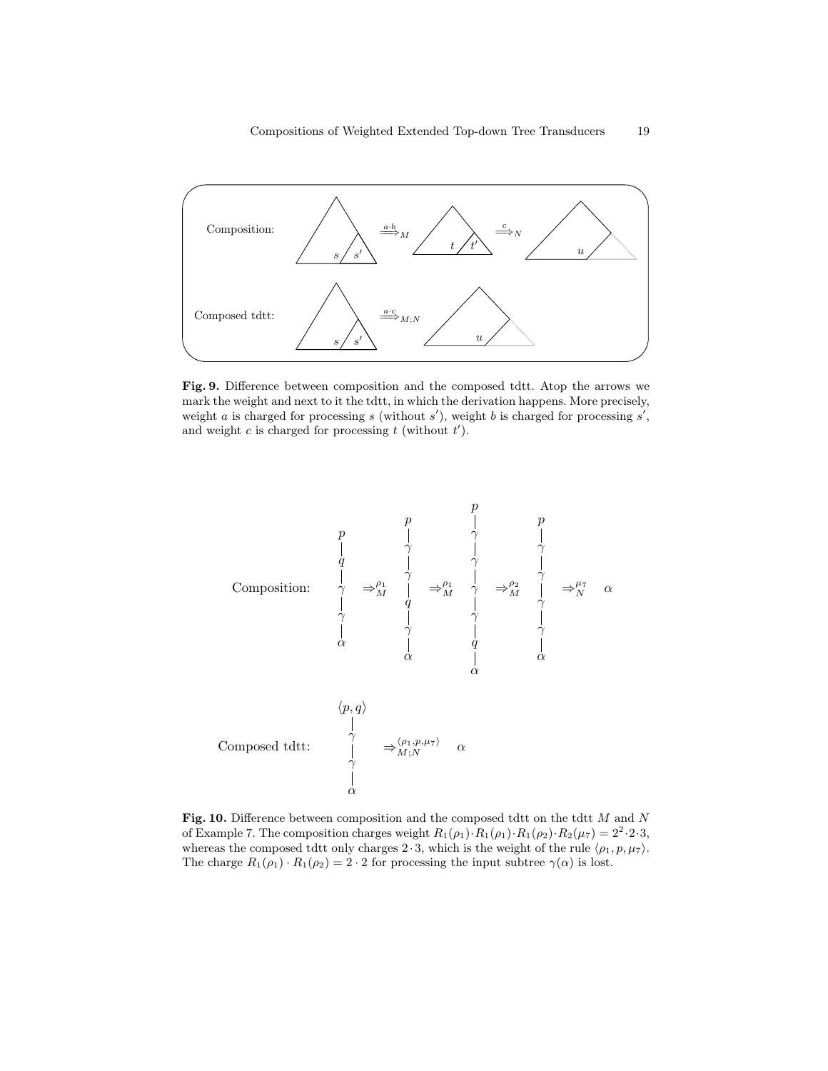**Fig. 9.** Difference between composition and the composed tdtt. Atop the arrows we mark the weight and next to it the tdtt, in which the derivation happens. More precisely, weight $a$ is charged for processing $s$ (without $s'$), weight $b$ is charged for processing $s'$, and weight $c$ is charged for processing $t$ (without $t'$).

**Fig. 10.** Difference between composition and the composed tdtt on the tdtt $M$ and $N$ of Example 7. The composition charges weight $R_1(\rho_1) \cdot R_1(\rho_1) \cdot R_1(\rho_2) \cdot R_2(\mu_7) = 2^2 \cdot 2 \cdot 3$, whereas the composed tdtt only charges $2 \cdot 3$, which is the weight of the rule $\langle \rho_1, p, \mu_7 \rangle$. The charge $R_1(\rho_1) \cdot R_1(\rho_2) = 2 \cdot 2$ for processing the input subtree $\gamma(\alpha)$ is lost.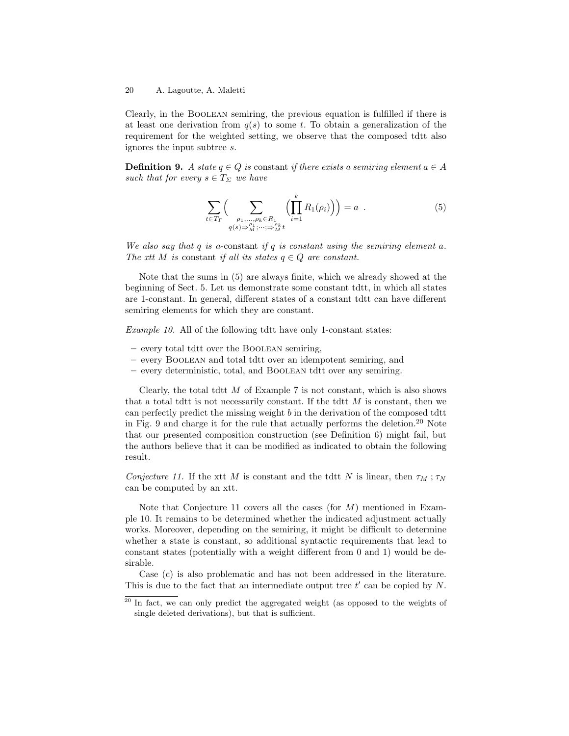Clearly, in the Boolean semiring, the previous equation is fulfilled if there is at least one derivation from $q(s)$ to some $t$. To obtain a generalization of the requirement for the weighted setting, we observe that the composed tdtt also ignores the input subtree $s$.

**Definition 9.** *A state $q \in Q$ is* constant *if there exists a semiring element $a \in A$ such that for every $s \in T_\Sigma$ we have*

$$\sum_{t \in T_\Gamma} \Big( \sum_{\substack{\rho_1, \ldots, \rho_k \in R_1 \\ q(s) \Rightarrow_M^{\rho_1}; \cdots ; \Rightarrow_M^{\rho_k} t}} \Big( \prod_{i=1}^{k} R_1(\rho_i) \Big) \Big) = a \enspace . \tag{5}$$

*We also say that $q$ is $a$-*constant *if $q$ is constant using the semiring element $a$. The xtt $M$ is* constant *if all its states $q \in Q$ are constant.*

Note that the sums in (5) are always finite, which we already showed at the beginning of Sect. 5. Let us demonstrate some constant tdtt, in which all states are 1-constant. In general, different states of a constant tdtt can have different semiring elements for which they are constant.

*Example 10.* All of the following tdtt have only 1-constant states:

- every total tdtt over the Boolean semiring,
- every Boolean and total tdtt over an idempotent semiring, and
- every deterministic, total, and Boolean tdtt over any semiring.

Clearly, the total tdtt $M$ of Example 7 is not constant, which is also shows that a total tdtt is not necessarily constant. If the tdtt $M$ is constant, then we can perfectly predict the missing weight $b$ in the derivation of the composed tdtt in Fig. 9 and charge it for the rule that actually performs the deletion.[20] Note that our presented composition construction (see Definition 6) might fail, but the authors believe that it can be modified as indicated to obtain the following result.

*Conjecture 11.* If the xtt $M$ is constant and the tdtt $N$ is linear, then $\tau_M \,;\, \tau_N$ can be computed by an xtt.

Note that Conjecture 11 covers all the cases (for $M$) mentioned in Example 10. It remains to be determined whether the indicated adjustment actually works. Moreover, depending on the semiring, it might be difficult to determine whether a state is constant, so additional syntactic requirements that lead to constant states (potentially with a weight different from 0 and 1) would be desirable.

Case (c) is also problematic and has not been addressed in the literature. This is due to the fact that an intermediate output tree $t'$ can be copied by $N$.

[20] In fact, we can only predict the aggregated weight (as opposed to the weights of single deleted derivations), but that is sufficient.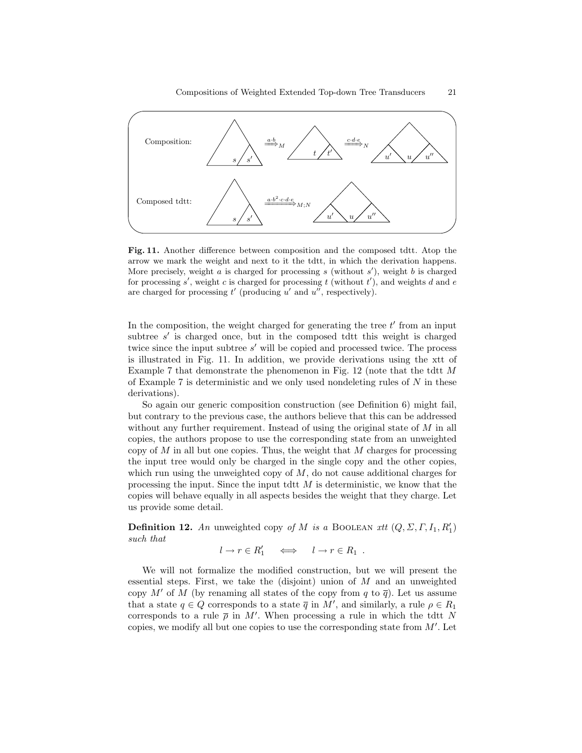Composition: $\overset{a \cdot b}{\Longrightarrow}_M$ $\overset{c \cdot d \cdot e}{\Longrightarrow}_N$

Composed tdtt: $\overset{a \cdot b^2 \cdot c \cdot d \cdot e}{\Longrightarrow}_{M;N}$

**Fig. 11.** Another difference between composition and the composed tdtt. Atop the arrow we mark the weight and next to it the tdtt, in which the derivation happens. More precisely, weight $a$ is charged for processing $s$ (without $s'$), weight $b$ is charged for processing $s'$, weight $c$ is charged for processing $t$ (without $t'$), and weights $d$ and $e$ are charged for processing $t'$ (producing $u'$ and $u''$, respectively).

In the composition, the weight charged for generating the tree $t'$ from an input subtree $s'$ is charged once, but in the composed tdtt this weight is charged twice since the input subtree $s'$ will be copied and processed twice. The process is illustrated in Fig. 11. In addition, we provide derivations using the xtt of Example 7 that demonstrate the phenomenon in Fig. 12 (note that the tdtt $M$ of Example 7 is deterministic and we only used nondeleting rules of $N$ in these derivations).

So again our generic composition construction (see Definition 6) might fail, but contrary to the previous case, the authors believe that this can be addressed without any further requirement. Instead of using the original state of $M$ in all copies, the authors propose to use the corresponding state from an unweighted copy of $M$ in all but one copies. Thus, the weight that $M$ charges for processing the input tree would only be charged in the single copy and the other copies, which run using the unweighted copy of $M$, do not cause additional charges for processing the input. Since the input tdtt $M$ is deterministic, we know that the copies will behave equally in all aspects besides the weight that they charge. Let us provide some detail.

**Definition 12.** *An* unweighted copy *of $M$ is a* BOOLEAN *xtt* $(Q, \Sigma, \Gamma, I_1, R'_1)$ *such that*

$$l \to r \in R'_1 \quad \iff \quad l \to r \in R_1 \enspace .$$

We will not formalize the modified construction, but we will present the essential steps. First, we take the (disjoint) union of $M$ and an unweighted copy $M'$ of $M$ (by renaming all states of the copy from $q$ to $\overline{q}$). Let us assume that a state $q \in Q$ corresponds to a state $\overline{q}$ in $M'$, and similarly, a rule $\rho \in R_1$ corresponds to a rule $\overline{\rho}$ in $M'$. When processing a rule in which the tdtt $N$ copies, we modify all but one copies to use the corresponding state from $M'$. Let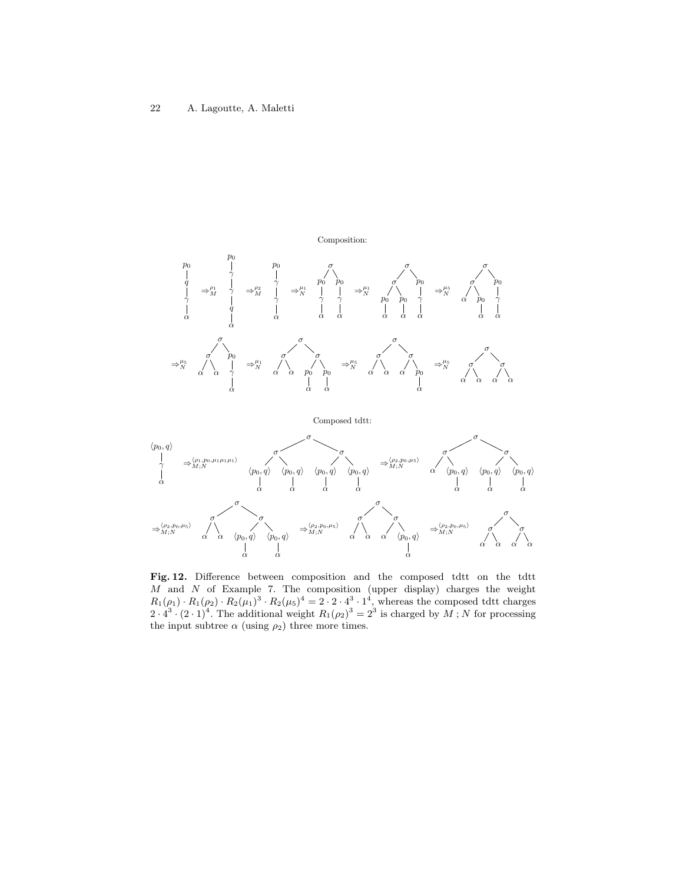Composition:

Composed tdtt:

**Fig. 12.** Difference between composition and the composed tdtt on the tdtt $M$ and $N$ of Example 7. The composition (upper display) charges the weight $R_1(\rho_1) \cdot R_1(\rho_2) \cdot R_2(\mu_1)^3 \cdot R_2(\mu_5)^4 = 2 \cdot 2 \cdot 4^3 \cdot 1^4$, whereas the composed tdtt charges $2 \cdot 4^3 \cdot (2 \cdot 1)^4$. The additional weight $R_1(\rho_2)^3 = 2^3$ is charged by $M ; N$ for processing the input subtree $\alpha$ (using $\rho_2$) three more times.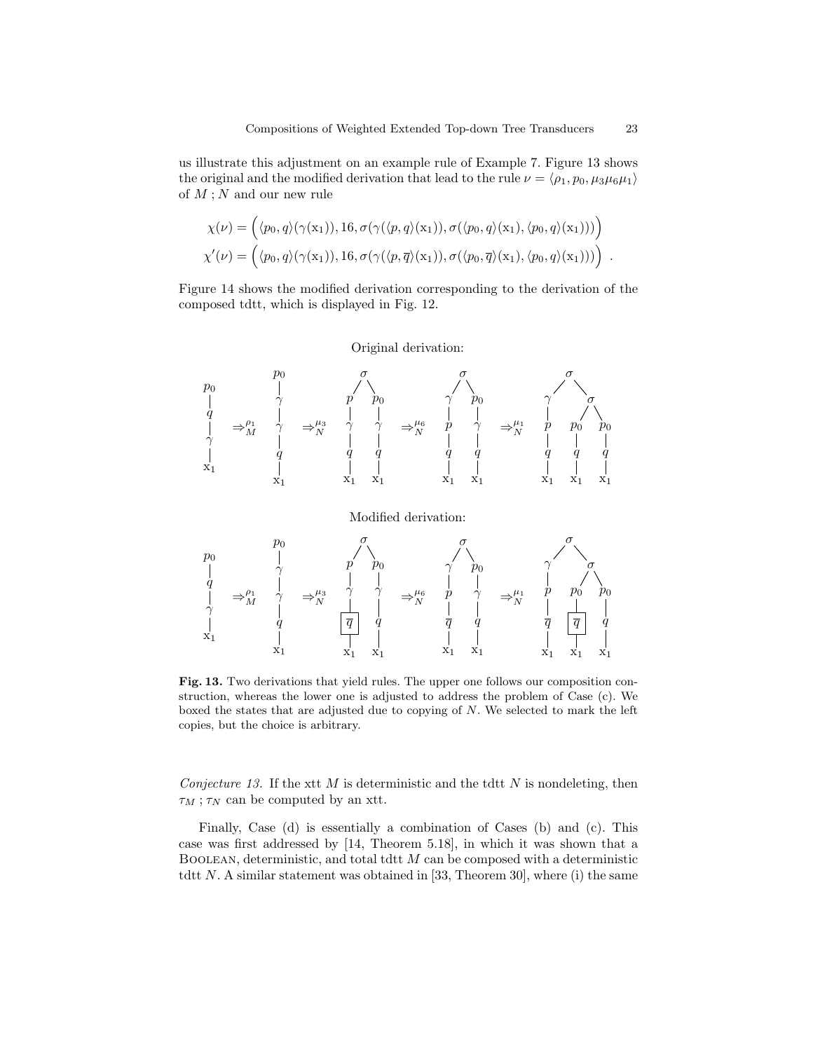us illustrate this adjustment on an example rule of Example 7. Figure 13 shows the original and the modified derivation that lead to the rule $\nu = \langle \rho_1, p_0, \mu_3\mu_6\mu_1 \rangle$ of $M ; N$ and our new rule

$$\chi(\nu) = \Big( \langle p_0, q\rangle(\gamma(\mathrm{x}_1)), 16, \sigma(\gamma(\langle p, q\rangle(\mathrm{x}_1)), \sigma(\langle p_0, q\rangle(\mathrm{x}_1), \langle p_0, q\rangle(\mathrm{x}_1))) \Big)$$

$$\chi'(\nu) = \Big( \langle p_0, q\rangle(\gamma(\mathrm{x}_1)), 16, \sigma(\gamma(\langle p, \overline{q}\rangle(\mathrm{x}_1)), \sigma(\langle p_0, \overline{q}\rangle(\mathrm{x}_1), \langle p_0, q\rangle(\mathrm{x}_1))) \Big) \enspace .$$

Figure 14 shows the modified derivation corresponding to the derivation of the composed tdtt, which is displayed in Fig. 12.

Original derivation:

Modified derivation:

**Fig. 13.** Two derivations that yield rules. The upper one follows our composition construction, whereas the lower one is adjusted to address the problem of Case (c). We boxed the states that are adjusted due to copying of $N$. We selected to mark the left copies, but the choice is arbitrary.

*Conjecture 13.* If the xtt $M$ is deterministic and the tdtt $N$ is nondeleting, then $\tau_M ; \tau_N$ can be computed by an xtt.

Finally, Case (d) is essentially a combination of Cases (b) and (c). This case was first addressed by [14, Theorem 5.18], in which it was shown that a Boolean, deterministic, and total tdtt $M$ can be composed with a deterministic tdtt $N$. A similar statement was obtained in [33, Theorem 30], where (i) the same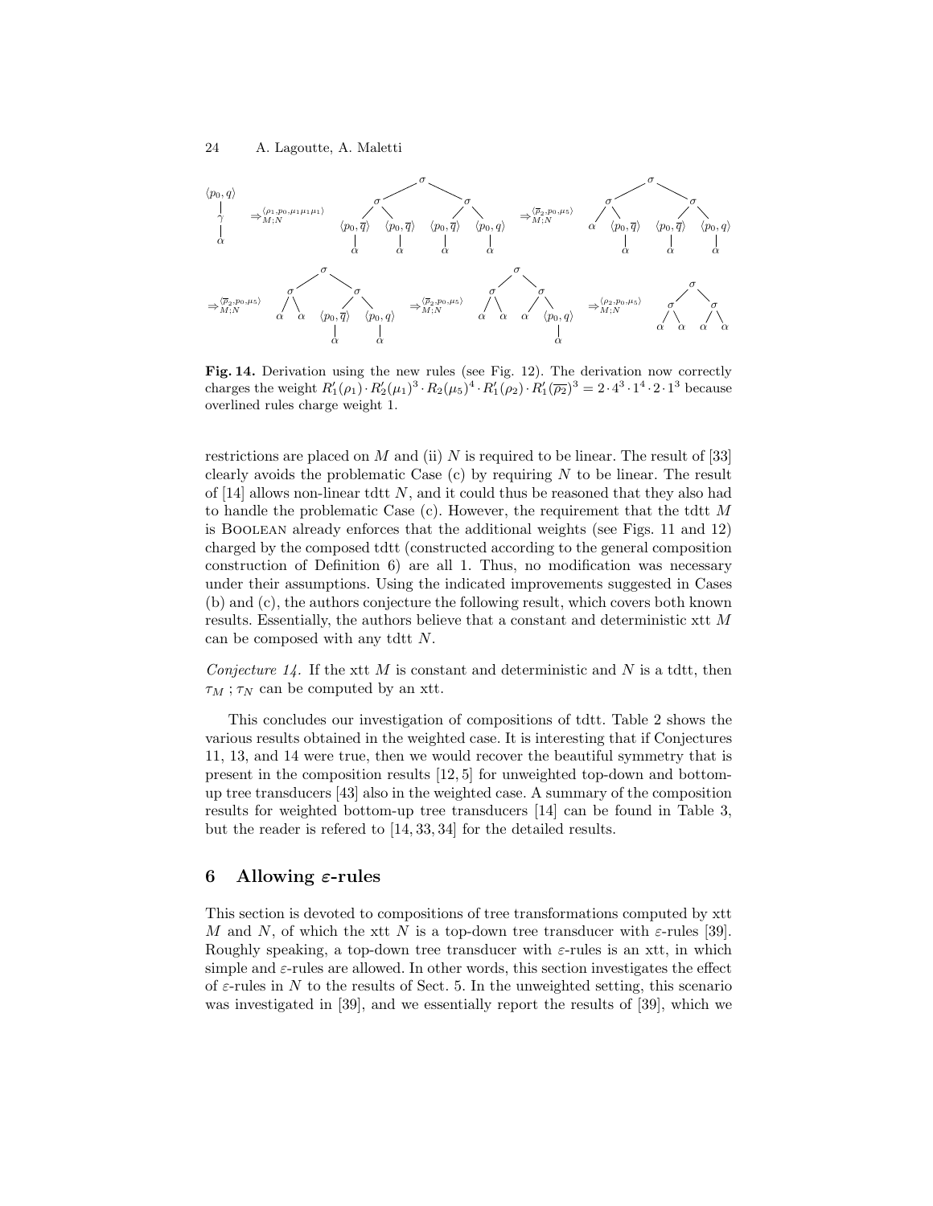**Fig. 14.** Derivation using the new rules (see Fig. 12). The derivation now correctly charges the weight $R'_1(\rho_1) \cdot R'_2(\mu_1)^3 \cdot R_2(\mu_5)^4 \cdot R'_1(\rho_2) \cdot R'_1(\overline{\rho_2})^3 = 2 \cdot 4^3 \cdot 1^4 \cdot 2 \cdot 1^3$ because overlined rules charge weight 1.

restrictions are placed on $M$ and (ii) $N$ is required to be linear. The result of [33] clearly avoids the problematic Case (c) by requiring $N$ to be linear. The result of [14] allows non-linear tdtt $N$, and it could thus be reasoned that they also had to handle the problematic Case (c). However, the requirement that the tdtt $M$ is Boolean already enforces that the additional weights (see Figs. 11 and 12) charged by the composed tdtt (constructed according to the general composition construction of Definition 6) are all 1. Thus, no modification was necessary under their assumptions. Using the indicated improvements suggested in Cases (b) and (c), the authors conjecture the following result, which covers both known results. Essentially, the authors believe that a constant and deterministic xtt $M$ can be composed with any tdtt $N$.

*Conjecture 14.* If the xtt $M$ is constant and deterministic and $N$ is a tdtt, then $\tau_M \, ; \tau_N$ can be computed by an xtt.

This concludes our investigation of compositions of tdtt. Table 2 shows the various results obtained in the weighted case. It is interesting that if Conjectures 11, 13, and 14 were true, then we would recover the beautiful symmetry that is present in the composition results [12, 5] for unweighted top-down and bottom-up tree transducers [43] also in the weighted case. A summary of the composition results for weighted bottom-up tree transducers [14] can be found in Table 3, but the reader is refered to [14, 33, 34] for the detailed results.

## 6 Allowing $\varepsilon$-rules

This section is devoted to compositions of tree transformations computed by xtt $M$ and $N$, of which the xtt $N$ is a top-down tree transducer with $\varepsilon$-rules [39]. Roughly speaking, a top-down tree transducer with $\varepsilon$-rules is an xtt, in which simple and $\varepsilon$-rules are allowed. In other words, this section investigates the effect of $\varepsilon$-rules in $N$ to the results of Sect. 5. In the unweighted setting, this scenario was investigated in [39], and we essentially report the results of [39], which we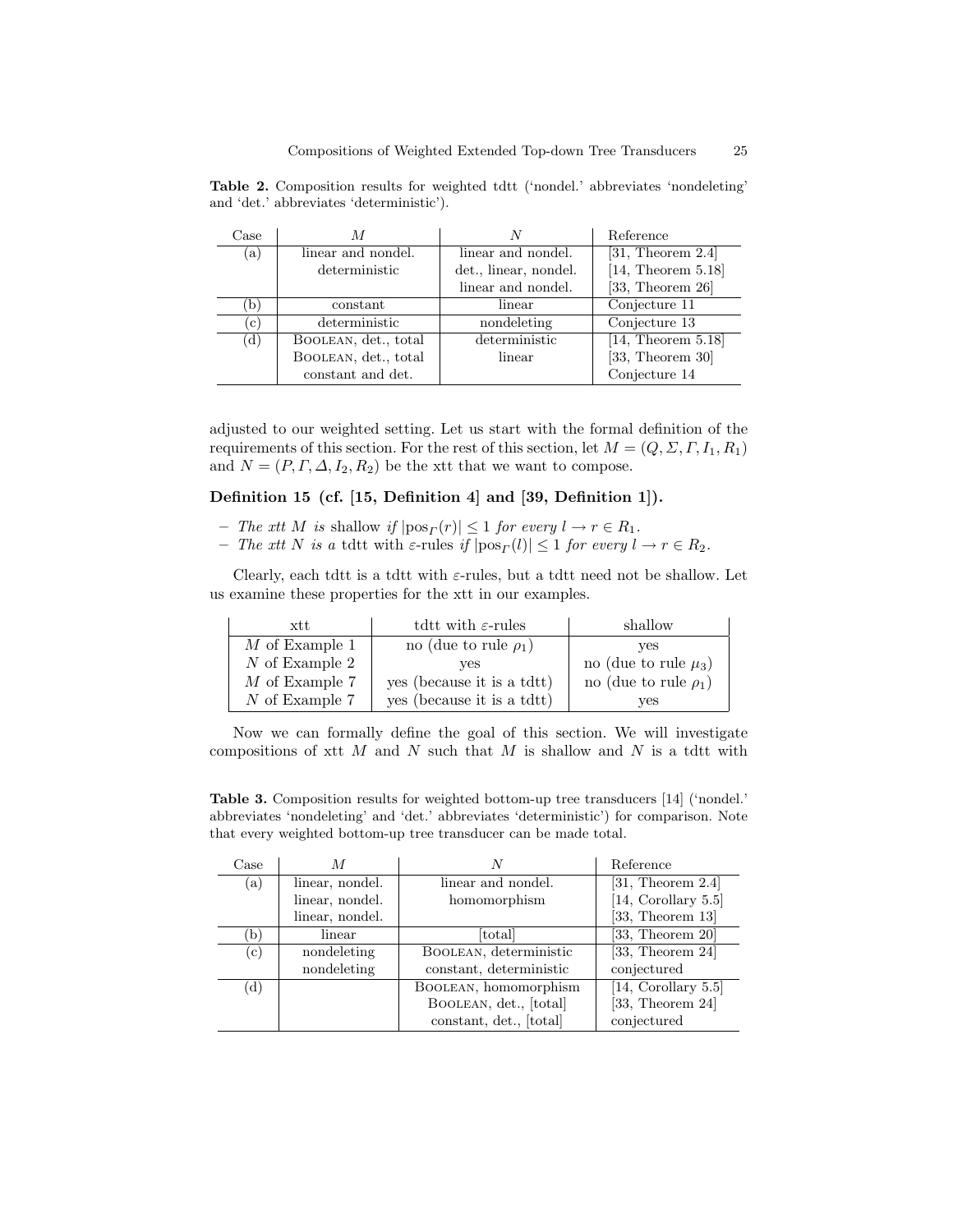**Table 2.** Composition results for weighted tdtt ('nondel.' abbreviates 'nondeleting' and 'det.' abbreviates 'deterministic').

| Case | $M$ | $N$ | Reference |
|---|---|---|---|
| (a) | linear and nondel. | linear and nondel. | [31, Theorem 2.4] |
| | deterministic | det., linear, nondel. | [14, Theorem 5.18] |
| | | linear and nondel. | [33, Theorem 26] |
| (b) | constant | linear | Conjecture 11 |
| (c) | deterministic | nondeleting | Conjecture 13 |
| (d) | Boolean, det., total | deterministic | [14, Theorem 5.18] |
| | Boolean, det., total | linear | [33, Theorem 30] |
| | constant and det. | | Conjecture 14 |

adjusted to our weighted setting. Let us start with the formal definition of the requirements of this section. For the rest of this section, let $M = (Q, \Sigma, \Gamma, I_1, R_1)$ and $N = (P, \Gamma, \Delta, I_2, R_2)$ be the xtt that we want to compose.

**Definition 15 (cf. [15, Definition 4] and [39, Definition 1]).**

- *The xtt $M$ is* shallow *if $|\text{pos}_\Gamma(r)| \leq 1$ for every $l \to r \in R_1$.*
- *The xtt $N$ is a* tdtt with $\varepsilon$-rules *if $|\text{pos}_\Gamma(l)| \leq 1$ for every $l \to r \in R_2$.*

Clearly, each tdtt is a tdtt with $\varepsilon$-rules, but a tdtt need not be shallow. Let us examine these properties for the xtt in our examples.

| xtt | tdtt with $\varepsilon$-rules | shallow |
|---|---|---|
| $M$ of Example 1 | no (due to rule $\rho_1$) | yes |
| $N$ of Example 2 | yes | no (due to rule $\mu_3$) |
| $M$ of Example 7 | yes (because it is a tdtt) | no (due to rule $\rho_1$) |
| $N$ of Example 7 | yes (because it is a tdtt) | yes |

Now we can formally define the goal of this section. We will investigate compositions of xtt $M$ and $N$ such that $M$ is shallow and $N$ is a tdtt with

**Table 3.** Composition results for weighted bottom-up tree transducers [14] ('nondel.' abbreviates 'nondeleting' and 'det.' abbreviates 'deterministic') for comparison. Note that every weighted bottom-up tree transducer can be made total.

| Case | $M$ | $N$ | Reference |
|---|---|---|---|
| (a) | linear, nondel. | linear and nondel. | [31, Theorem 2.4] |
| | linear, nondel. | homomorphism | [14, Corollary 5.5] |
| | linear, nondel. | | [33, Theorem 13] |
| (b) | linear | [total] | [33, Theorem 20] |
| (c) | nondeleting | Boolean, deterministic | [33, Theorem 24] |
| | nondeleting | constant, deterministic | conjectured |
| (d) | | Boolean, homomorphism | [14, Corollary 5.5] |
| | | Boolean, det., [total] | [33, Theorem 24] |
| | | constant, det., [total] | conjectured |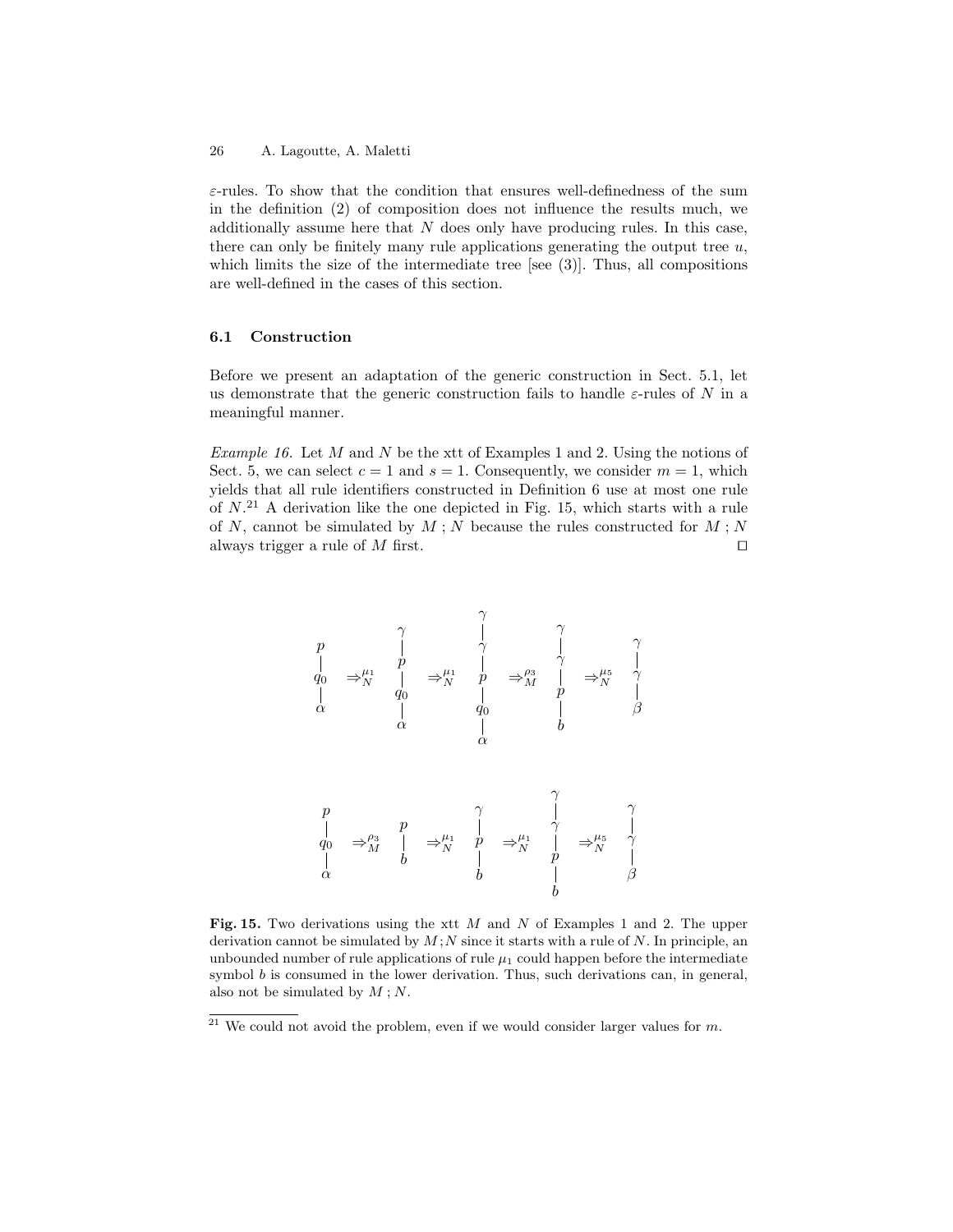$\varepsilon$-rules. To show that the condition that ensures well-definedness of the sum in the definition (2) of composition does not influence the results much, we additionally assume here that $N$ does only have producing rules. In this case, there can only be finitely many rule applications generating the output tree $u$, which limits the size of the intermediate tree [see (3)]. Thus, all compositions are well-defined in the cases of this section.

### 6.1 Construction

Before we present an adaptation of the generic construction in Sect. 5.1, let us demonstrate that the generic construction fails to handle $\varepsilon$-rules of $N$ in a meaningful manner.

*Example 16.* Let $M$ and $N$ be the xtt of Examples 1 and 2. Using the notions of Sect. 5, we can select $c = 1$ and $s = 1$. Consequently, we consider $m = 1$, which yields that all rule identifiers constructed in Definition 6 use at most one rule of $N$.[21] A derivation like the one depicted in Fig. 15, which starts with a rule of $N$, cannot be simulated by $M ; N$ because the rules constructed for $M ; N$ always trigger a rule of $M$ first. □

$$p(q_0(\alpha)) \Rightarrow_N^{\mu_1} \gamma(p(q_0(\alpha))) \Rightarrow_N^{\mu_1} \gamma(\gamma(p(q_0(\alpha)))) \Rightarrow_M^{\rho_3} \gamma(\gamma(p(b))) \Rightarrow_N^{\mu_5} \gamma(\gamma(\beta))$$

$$p(q_0(\alpha)) \Rightarrow_M^{\rho_3} p(b) \Rightarrow_N^{\mu_1} \gamma(p(b)) \Rightarrow_N^{\mu_1} \gamma(\gamma(p(b))) \Rightarrow_N^{\mu_5} \gamma(\gamma(\beta))$$

**Fig. 15.** Two derivations using the xtt $M$ and $N$ of Examples 1 and 2. The upper derivation cannot be simulated by $M ; N$ since it starts with a rule of $N$. In principle, an unbounded number of rule applications of rule $\mu_1$ could happen before the intermediate symbol $b$ is consumed in the lower derivation. Thus, such derivations can, in general, also not be simulated by $M ; N$.

[21] We could not avoid the problem, even if we would consider larger values for $m$.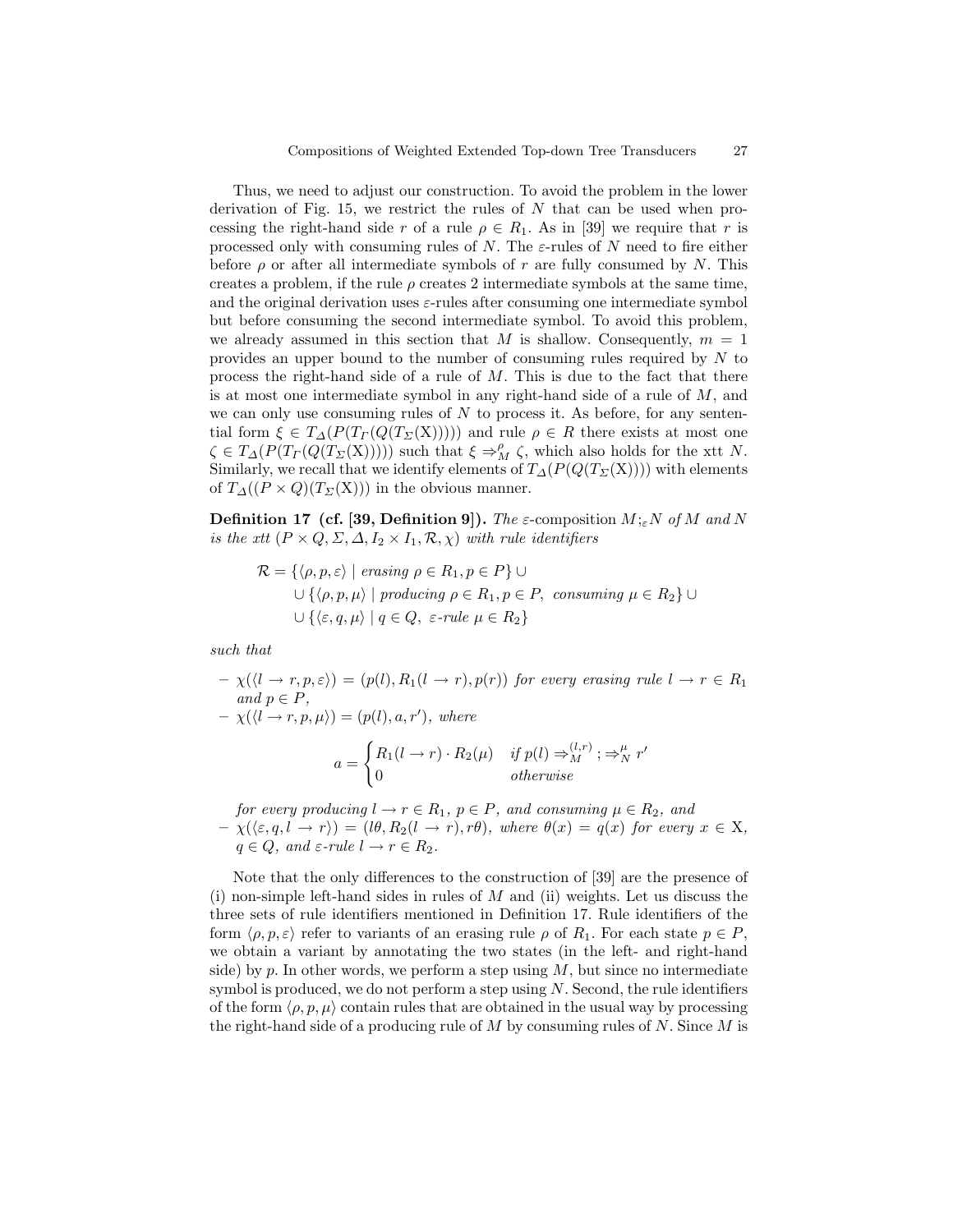Thus, we need to adjust our construction. To avoid the problem in the lower derivation of Fig. 15, we restrict the rules of $N$ that can be used when processing the right-hand side $r$ of a rule $\rho \in R_1$. As in [39] we require that $r$ is processed only with consuming rules of $N$. The $\varepsilon$-rules of $N$ need to fire either before $\rho$ or after all intermediate symbols of $r$ are fully consumed by $N$. This creates a problem, if the rule $\rho$ creates 2 intermediate symbols at the same time, and the original derivation uses $\varepsilon$-rules after consuming one intermediate symbol but before consuming the second intermediate symbol. To avoid this problem, we already assumed in this section that $M$ is shallow. Consequently, $m = 1$ provides an upper bound to the number of consuming rules required by $N$ to process the right-hand side of a rule of $M$. This is due to the fact that there is at most one intermediate symbol in any right-hand side of a rule of $M$, and we can only use consuming rules of $N$ to process it. As before, for any sentential form $\xi \in T_\Delta(P(T_\Gamma(Q(T_\Sigma(\mathrm{X})))))$ and rule $\rho \in R$ there exists at most one $\zeta \in T_\Delta(P(T_\Gamma(Q(T_\Sigma(\mathrm{X})))))$ such that $\xi \Rightarrow^\rho_M \zeta$, which also holds for the xtt $N$. Similarly, we recall that we identify elements of $T_\Delta(P(Q(T_\Sigma(\mathrm{X}))))$ with elements of $T_\Delta((P \times Q)(T_\Sigma(\mathrm{X})))$ in the obvious manner.

**Definition 17 (cf. [39, Definition 9]).** *The $\varepsilon$-composition $M ;_\varepsilon N$ of $M$ and $N$ is the xtt $(P \times Q, \Sigma, \Delta, I_2 \times I_1, \mathcal{R}, \chi)$ with rule identifiers*

$$
\begin{aligned}
\mathcal{R} = \{\langle \rho, p, \varepsilon\rangle \mid & \text{ erasing } \rho \in R_1, p \in P\} \cup \\
\cup \{\langle \rho, p, \mu\rangle \mid & \text{ producing } \rho \in R_1, p \in P, \text{ consuming } \mu \in R_2\} \cup \\
\cup \{\langle \varepsilon, q, \mu\rangle \mid & \; q \in Q, \; \varepsilon\text{-rule } \mu \in R_2\}
\end{aligned}
$$

*such that*

- $\chi(\langle l \to r, p, \varepsilon\rangle) = (p(l), R_1(l \to r), p(r))$ *for every erasing rule* $l \to r \in R_1$ *and* $p \in P$,
- $\chi(\langle l \to r, p, \mu\rangle) = (p(l), a, r')$, *where*

$$
a = \begin{cases} R_1(l \to r) \cdot R_2(\mu) & \text{if } p(l) \Rightarrow^{(l,r)}_M ; \Rightarrow^\mu_N r' \\ 0 & \text{otherwise} \end{cases}
$$

*for every producing* $l \to r \in R_1$, $p \in P$, *and consuming* $\mu \in R_2$, *and*

- $\chi(\langle \varepsilon, q, l \to r\rangle) = (l\theta, R_2(l \to r), r\theta)$, *where* $\theta(x) = q(x)$ *for every* $x \in \mathrm{X}$, $q \in Q$, *and* $\varepsilon$*-rule* $l \to r \in R_2$.

Note that the only differences to the construction of [39] are the presence of (i) non-simple left-hand sides in rules of $M$ and (ii) weights. Let us discuss the three sets of rule identifiers mentioned in Definition 17. Rule identifiers of the form $\langle \rho, p, \varepsilon\rangle$ refer to variants of an erasing rule $\rho$ of $R_1$. For each state $p \in P$, we obtain a variant by annotating the two states (in the left- and right-hand side) by $p$. In other words, we perform a step using $M$, but since no intermediate symbol is produced, we do not perform a step using $N$. Second, the rule identifiers of the form $\langle \rho, p, \mu\rangle$ contain rules that are obtained in the usual way by processing the right-hand side of a producing rule of $M$ by consuming rules of $N$. Since $M$ is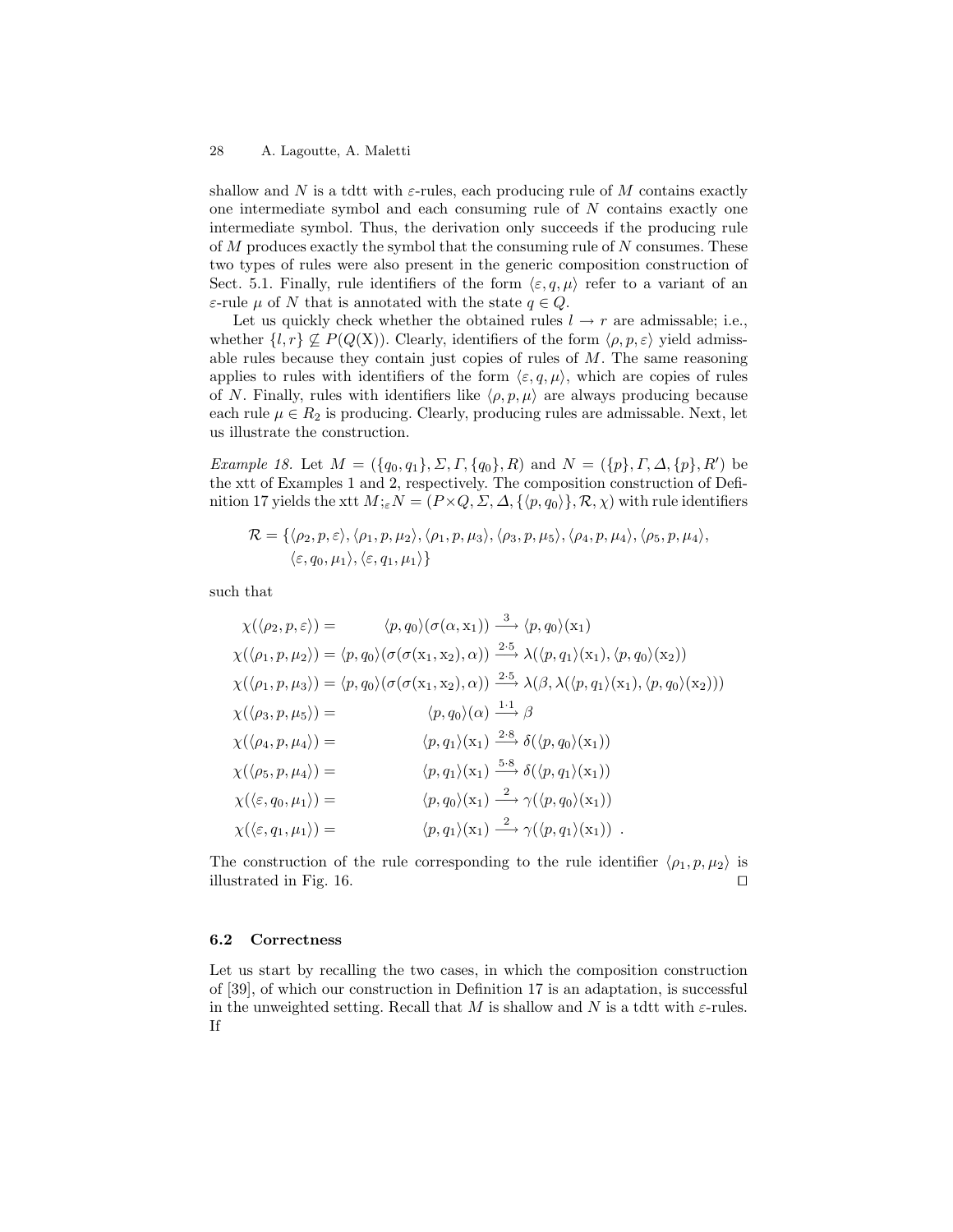shallow and $N$ is a tdtt with $\varepsilon$-rules, each producing rule of $M$ contains exactly one intermediate symbol and each consuming rule of $N$ contains exactly one intermediate symbol. Thus, the derivation only succeeds if the producing rule of $M$ produces exactly the symbol that the consuming rule of $N$ consumes. These two types of rules were also present in the generic composition construction of Sect. 5.1. Finally, rule identifiers of the form $\langle \varepsilon, q, \mu \rangle$ refer to a variant of an $\varepsilon$-rule $\mu$ of $N$ that is annotated with the state $q \in Q$.

Let us quickly check whether the obtained rules $l \to r$ are admissable; i.e., whether $\{l, r\} \not\subseteq P(Q(\mathrm{X}))$. Clearly, identifiers of the form $\langle \rho, p, \varepsilon \rangle$ yield admissable rules because they contain just copies of rules of $M$. The same reasoning applies to rules with identifiers of the form $\langle \varepsilon, q, \mu \rangle$, which are copies of rules of $N$. Finally, rules with identifiers like $\langle \rho, p, \mu \rangle$ are always producing because each rule $\mu \in R_2$ is producing. Clearly, producing rules are admissable. Next, let us illustrate the construction.

*Example 18.* Let $M = (\{q_0, q_1\}, \Sigma, \Gamma, \{q_0\}, R)$ and $N = (\{p\}, \Gamma, \Delta, \{p\}, R')$ be the xtt of Examples 1 and 2, respectively. The composition construction of Definition 17 yields the xtt $M ;_\varepsilon N = (P \times Q, \Sigma, \Delta, \{\langle p, q_0 \rangle\}, \mathcal{R}, \chi)$ with rule identifiers

$$\mathcal{R} = \{\langle \rho_2, p, \varepsilon \rangle, \langle \rho_1, p, \mu_2 \rangle, \langle \rho_1, p, \mu_3 \rangle, \langle \rho_3, p, \mu_5 \rangle, \langle \rho_4, p, \mu_4 \rangle, \langle \rho_5, p, \mu_4 \rangle, \langle \varepsilon, q_0, \mu_1 \rangle, \langle \varepsilon, q_1, \mu_1 \rangle\}$$

such that

$$\begin{aligned}
\chi(\langle \rho_2, p, \varepsilon \rangle) &= \langle p, q_0 \rangle(\sigma(\alpha, \mathrm{x}_1)) \xrightarrow{3} \langle p, q_0 \rangle(\mathrm{x}_1) \\
\chi(\langle \rho_1, p, \mu_2 \rangle) &= \langle p, q_0 \rangle(\sigma(\sigma(\mathrm{x}_1, \mathrm{x}_2), \alpha)) \xrightarrow{2 \cdot 5} \lambda(\langle p, q_1 \rangle(\mathrm{x}_1), \langle p, q_0 \rangle(\mathrm{x}_2)) \\
\chi(\langle \rho_1, p, \mu_3 \rangle) &= \langle p, q_0 \rangle(\sigma(\sigma(\mathrm{x}_1, \mathrm{x}_2), \alpha)) \xrightarrow{2 \cdot 5} \lambda(\beta, \lambda(\langle p, q_1 \rangle(\mathrm{x}_1), \langle p, q_0 \rangle(\mathrm{x}_2))) \\
\chi(\langle \rho_3, p, \mu_5 \rangle) &= \langle p, q_0 \rangle(\alpha) \xrightarrow{1 \cdot 1} \beta \\
\chi(\langle \rho_4, p, \mu_4 \rangle) &= \langle p, q_1 \rangle(\mathrm{x}_1) \xrightarrow{2 \cdot 8} \delta(\langle p, q_0 \rangle(\mathrm{x}_1)) \\
\chi(\langle \rho_5, p, \mu_4 \rangle) &= \langle p, q_1 \rangle(\mathrm{x}_1) \xrightarrow{5 \cdot 8} \delta(\langle p, q_1 \rangle(\mathrm{x}_1)) \\
\chi(\langle \varepsilon, q_0, \mu_1 \rangle) &= \langle p, q_0 \rangle(\mathrm{x}_1) \xrightarrow{2} \gamma(\langle p, q_0 \rangle(\mathrm{x}_1)) \\
\chi(\langle \varepsilon, q_1, \mu_1 \rangle) &= \langle p, q_1 \rangle(\mathrm{x}_1) \xrightarrow{2} \gamma(\langle p, q_1 \rangle(\mathrm{x}_1)) \enspace .
\end{aligned}$$

The construction of the rule corresponding to the rule identifier $\langle \rho_1, p, \mu_2 \rangle$ is illustrated in Fig. 16. □

### 6.2 Correctness

Let us start by recalling the two cases, in which the composition construction of [39], of which our construction in Definition 17 is an adaptation, is successful in the unweighted setting. Recall that $M$ is shallow and $N$ is a tdtt with $\varepsilon$-rules. If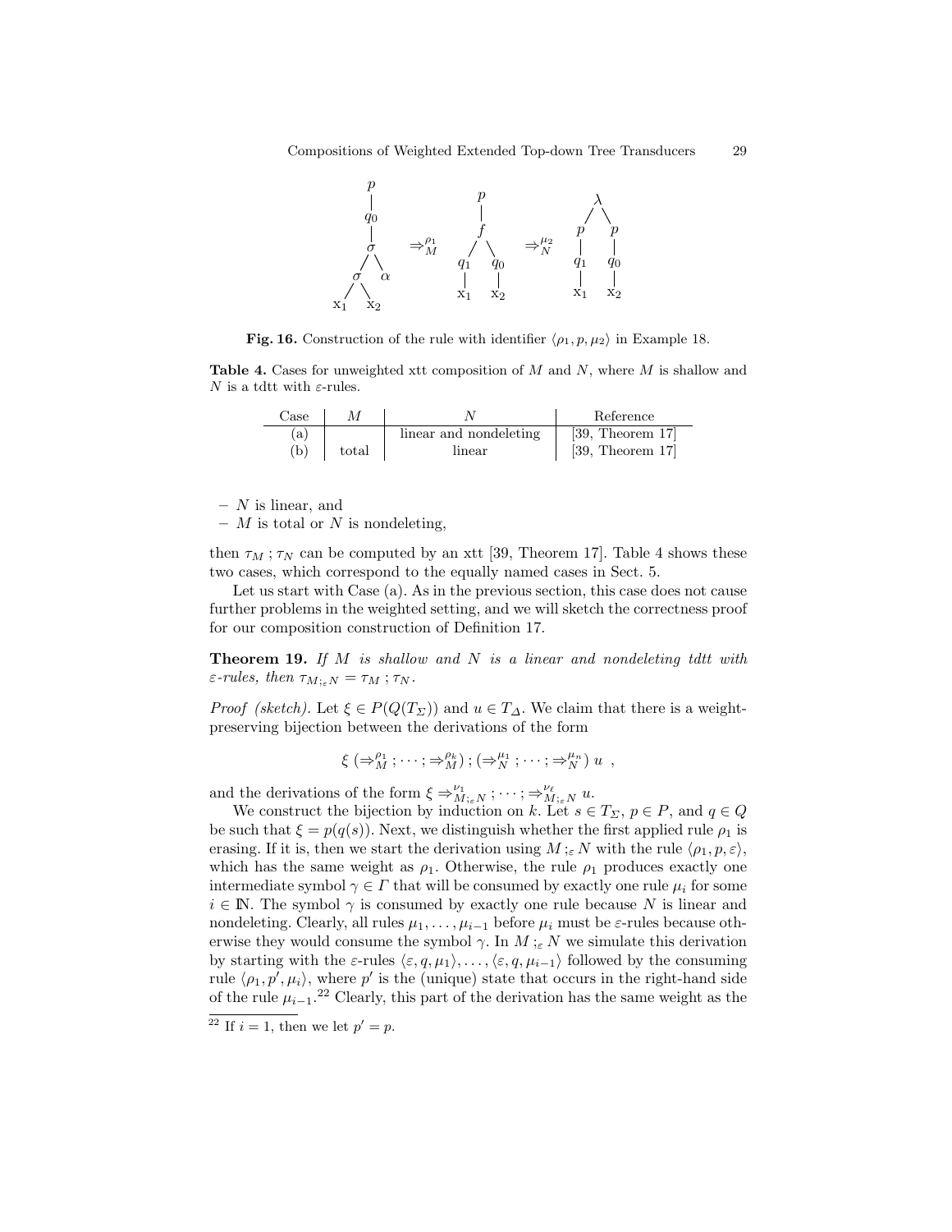Fig. 16. Construction of the rule with identifier $\langle \rho_1, p, \mu_2 \rangle$ in Example 18.

**Table 4.** Cases for unweighted xtt composition of $M$ and $N$, where $M$ is shallow and $N$ is a tdtt with $\varepsilon$-rules.

| Case | $M$ | $N$ | Reference |
|---|---|---|---|
| (a) | | linear and nondeleting | [39, Theorem 17] |
| (b) | total | linear | [39, Theorem 17] |

- $N$ is linear, and
- $M$ is total or $N$ is nondeleting,

then $\tau_M ; \tau_N$ can be computed by an xtt [39, Theorem 17]. Table 4 shows these two cases, which correspond to the equally named cases in Sect. 5.

Let us start with Case (a). As in the previous section, this case does not cause further problems in the weighted setting, and we will sketch the correctness proof for our composition construction of Definition 17.

**Theorem 19.** *If $M$ is shallow and $N$ is a linear and nondeleting tdtt with $\varepsilon$-rules, then $\tau_{M ;_\varepsilon N} = \tau_M ; \tau_N$.*

*Proof (sketch).* Let $\xi \in P(Q(T_\Sigma))$ and $u \in T_\Delta$. We claim that there is a weight-preserving bijection between the derivations of the form

$$\xi \; (\Rightarrow_M^{\rho_1} ; \cdots ; \Rightarrow_M^{\rho_k}) ; (\Rightarrow_N^{\mu_1} ; \cdots ; \Rightarrow_N^{\mu_n}) \; u \enspace ,$$

and the derivations of the form $\xi \Rightarrow_{M ;_\varepsilon N}^{\nu_1} ; \cdots ; \Rightarrow_{M ;_\varepsilon N}^{\nu_\ell} u$.

We construct the bijection by induction on $k$. Let $s \in T_\Sigma$, $p \in P$, and $q \in Q$ be such that $\xi = p(q(s))$. Next, we distinguish whether the first applied rule $\rho_1$ is erasing. If it is, then we start the derivation using $M ;_\varepsilon N$ with the rule $\langle \rho_1, p, \varepsilon \rangle$, which has the same weight as $\rho_1$. Otherwise, the rule $\rho_1$ produces exactly one intermediate symbol $\gamma \in \Gamma$ that will be consumed by exactly one rule $\mu_i$ for some $i \in \mathbb{N}$. The symbol $\gamma$ is consumed by exactly one rule because $N$ is linear and nondeleting. Clearly, all rules $\mu_1, \ldots, \mu_{i-1}$ before $\mu_i$ must be $\varepsilon$-rules because otherwise they would consume the symbol $\gamma$. In $M ;_\varepsilon N$ we simulate this derivation by starting with the $\varepsilon$-rules $\langle \varepsilon, q, \mu_1 \rangle, \ldots, \langle \varepsilon, q, \mu_{i-1} \rangle$ followed by the consuming rule $\langle \rho_1, p', \mu_i \rangle$, where $p'$ is the (unique) state that occurs in the right-hand side of the rule $\mu_{i-1}$.[22] Clearly, this part of the derivation has the same weight as the

[22] If $i = 1$, then we let $p' = p$.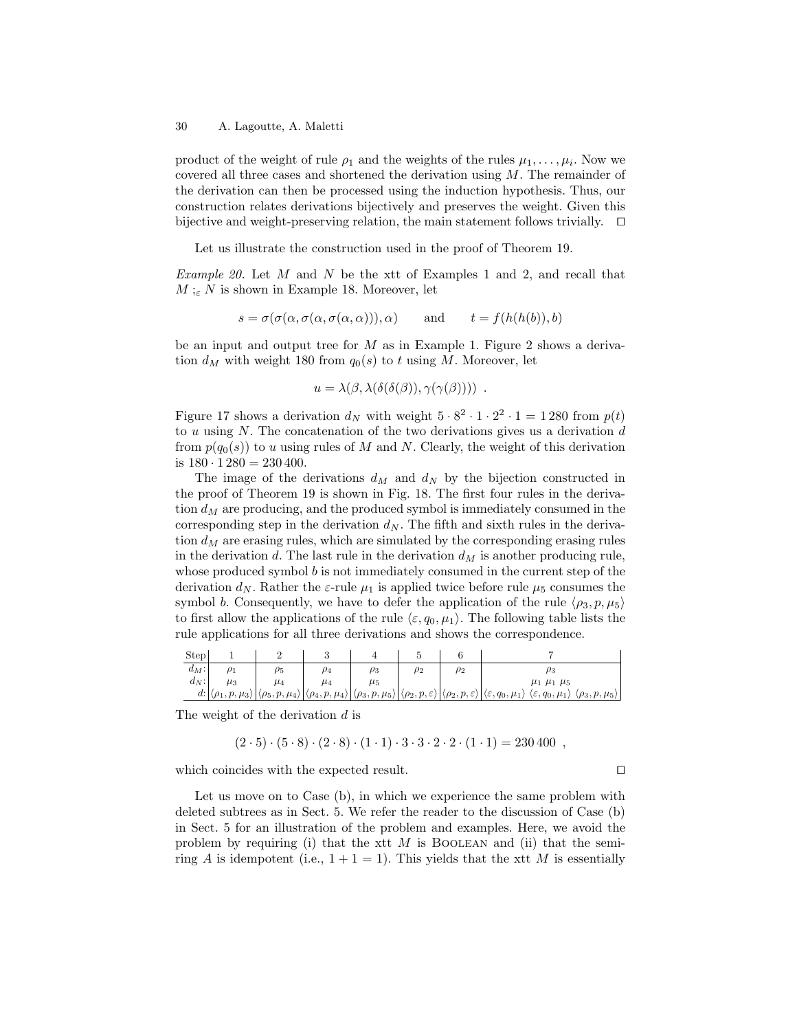product of the weight of rule $\rho_1$ and the weights of the rules $\mu_1, \ldots, \mu_i$. Now we covered all three cases and shortened the derivation using $M$. The remainder of the derivation can then be processed using the induction hypothesis. Thus, our construction relates derivations bijectively and preserves the weight. Given this bijective and weight-preserving relation, the main statement follows trivially. $\square$

Let us illustrate the construction used in the proof of Theorem 19.

*Example 20.* Let $M$ and $N$ be the xtt of Examples 1 and 2, and recall that $M ;_\varepsilon N$ is shown in Example 18. Moreover, let

$$s = \sigma(\sigma(\alpha, \sigma(\alpha, \sigma(\alpha, \alpha))), \alpha) \qquad \text{and} \qquad t = f(h(h(b)), b)$$

be an input and output tree for $M$ as in Example 1. Figure 2 shows a derivation $d_M$ with weight 180 from $q_0(s)$ to $t$ using $M$. Moreover, let

$$u = \lambda(\beta, \lambda(\delta(\delta(\beta)), \gamma(\gamma(\beta)))) \enspace .$$

Figure 17 shows a derivation $d_N$ with weight $5 \cdot 8^2 \cdot 1 \cdot 2^2 \cdot 1 = 1\,280$ from $p(t)$ to $u$ using $N$. The concatenation of the two derivations gives us a derivation $d$ from $p(q_0(s))$ to $u$ using rules of $M$ and $N$. Clearly, the weight of this derivation is $180 \cdot 1\,280 = 230\,400$.

The image of the derivations $d_M$ and $d_N$ by the bijection constructed in the proof of Theorem 19 is shown in Fig. 18. The first four rules in the derivation $d_M$ are producing, and the produced symbol is immediately consumed in the corresponding step in the derivation $d_N$. The fifth and sixth rules in the derivation $d_M$ are erasing rules, which are simulated by the corresponding erasing rules in the derivation $d$. The last rule in the derivation $d_M$ is another producing rule, whose produced symbol $b$ is not immediately consumed in the current step of the derivation $d_N$. Rather the $\varepsilon$-rule $\mu_1$ is applied twice before rule $\mu_5$ consumes the symbol $b$. Consequently, we have to defer the application of the rule $\langle \rho_3, p, \mu_5 \rangle$ to first allow the applications of the rule $\langle \varepsilon, q_0, \mu_1 \rangle$. The following table lists the rule applications for all three derivations and shows the correspondence.

| Step | 1 | 2 | 3 | 4 | 5 | 6 | 7 |
|---|---|---|---|---|---|---|---|
| $d_M$: | $\rho_1$ | $\rho_5$ | $\rho_4$ | $\rho_3$ | $\rho_2$ | $\rho_2$ | $\rho_3$ |
| $d_N$: | $\mu_3$ | $\mu_4$ | $\mu_4$ | $\mu_5$ | | | $\mu_1$ $\mu_1$ $\mu_5$ |
| $d$: | $\langle \rho_1, p, \mu_3 \rangle$ | $\langle \rho_5, p, \mu_4 \rangle$ | $\langle \rho_4, p, \mu_4 \rangle$ | $\langle \rho_3, p, \mu_5 \rangle$ | $\langle \rho_2, p, \varepsilon \rangle$ | $\langle \rho_2, p, \varepsilon \rangle$ | $\langle \varepsilon, q_0, \mu_1 \rangle$ $\langle \varepsilon, q_0, \mu_1 \rangle$ $\langle \rho_3, p, \mu_5 \rangle$ |

The weight of the derivation $d$ is

$$(2 \cdot 5) \cdot (5 \cdot 8) \cdot (2 \cdot 8) \cdot (1 \cdot 1) \cdot 3 \cdot 3 \cdot 2 \cdot 2 \cdot (1 \cdot 1) = 230\,400 \enspace ,$$

which coincides with the expected result. $\square$

Let us move on to Case (b), in which we experience the same problem with deleted subtrees as in Sect. 5. We refer the reader to the discussion of Case (b) in Sect. 5 for an illustration of the problem and examples. Here, we avoid the problem by requiring (i) that the xtt $M$ is Boolean and (ii) that the semiring $A$ is idempotent (i.e., $1 + 1 = 1$). This yields that the xtt $M$ is essentially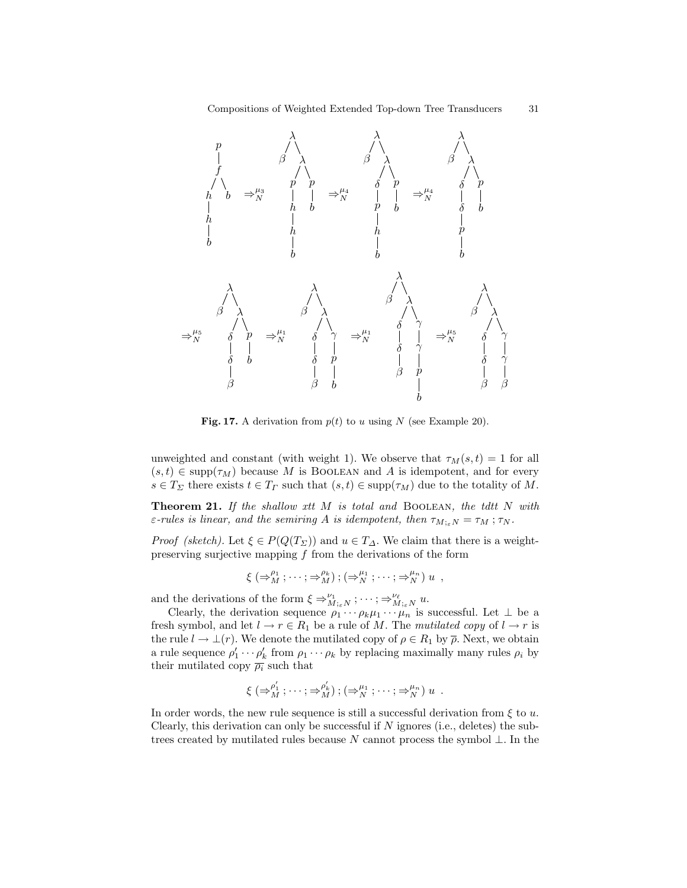**Fig. 17.** A derivation from $p(t)$ to $u$ using $N$ (see Example 20).

unweighted and constant (with weight 1). We observe that $\tau_M(s,t) = 1$ for all $(s,t) \in \mathrm{supp}(\tau_M)$ because $M$ is Boolean and $A$ is idempotent, and for every $s \in T_\Sigma$ there exists $t \in T_\Gamma$ such that $(s,t) \in \mathrm{supp}(\tau_M)$ due to the totality of $M$.

**Theorem 21.** *If the shallow xtt $M$ is total and* Boolean*, the tdtt $N$ with $\varepsilon$-rules is linear, and the semiring $A$ is idempotent, then $\tau_{M;_\varepsilon N} = \tau_M \,;\, \tau_N$.*

*Proof (sketch).* Let $\xi \in P(Q(T_\Sigma))$ and $u \in T_\Delta$. We claim that there is a weight-preserving surjective mapping $f$ from the derivations of the form

$$\xi \; (\Rightarrow_M^{\rho_1} ; \cdots ; \Rightarrow_M^{\rho_k}) \, ; (\Rightarrow_N^{\mu_1} ; \cdots ; \Rightarrow_N^{\mu_n}) \; u \enspace ,$$

and the derivations of the form $\xi \Rightarrow_{M;_\varepsilon N}^{\nu_1} ; \cdots ; \Rightarrow_{M;_\varepsilon N}^{\nu_\ell} u$.

Clearly, the derivation sequence $\rho_1 \cdots \rho_k \mu_1 \cdots \mu_n$ is successful. Let $\bot$ be a fresh symbol, and let $l \to r \in R_1$ be a rule of $M$. The *mutilated copy* of $l \to r$ is the rule $l \to \bot(r)$. We denote the mutilated copy of $\rho \in R_1$ by $\overline{\rho}$. Next, we obtain a rule sequence $\rho'_1 \cdots \rho'_k$ from $\rho_1 \cdots \rho_k$ by replacing maximally many rules $\rho_i$ by their mutilated copy $\overline{\rho_i}$ such that

$$\xi \; (\Rightarrow_M^{\rho'_1} ; \cdots ; \Rightarrow_M^{\rho'_k}) \, ; (\Rightarrow_N^{\mu_1} ; \cdots ; \Rightarrow_N^{\mu_n}) \; u \enspace .$$

In order words, the new rule sequence is still a successful derivation from $\xi$ to $u$. Clearly, this derivation can only be successful if $N$ ignores (i.e., deletes) the subtrees created by mutilated rules because $N$ cannot process the symbol $\bot$. In the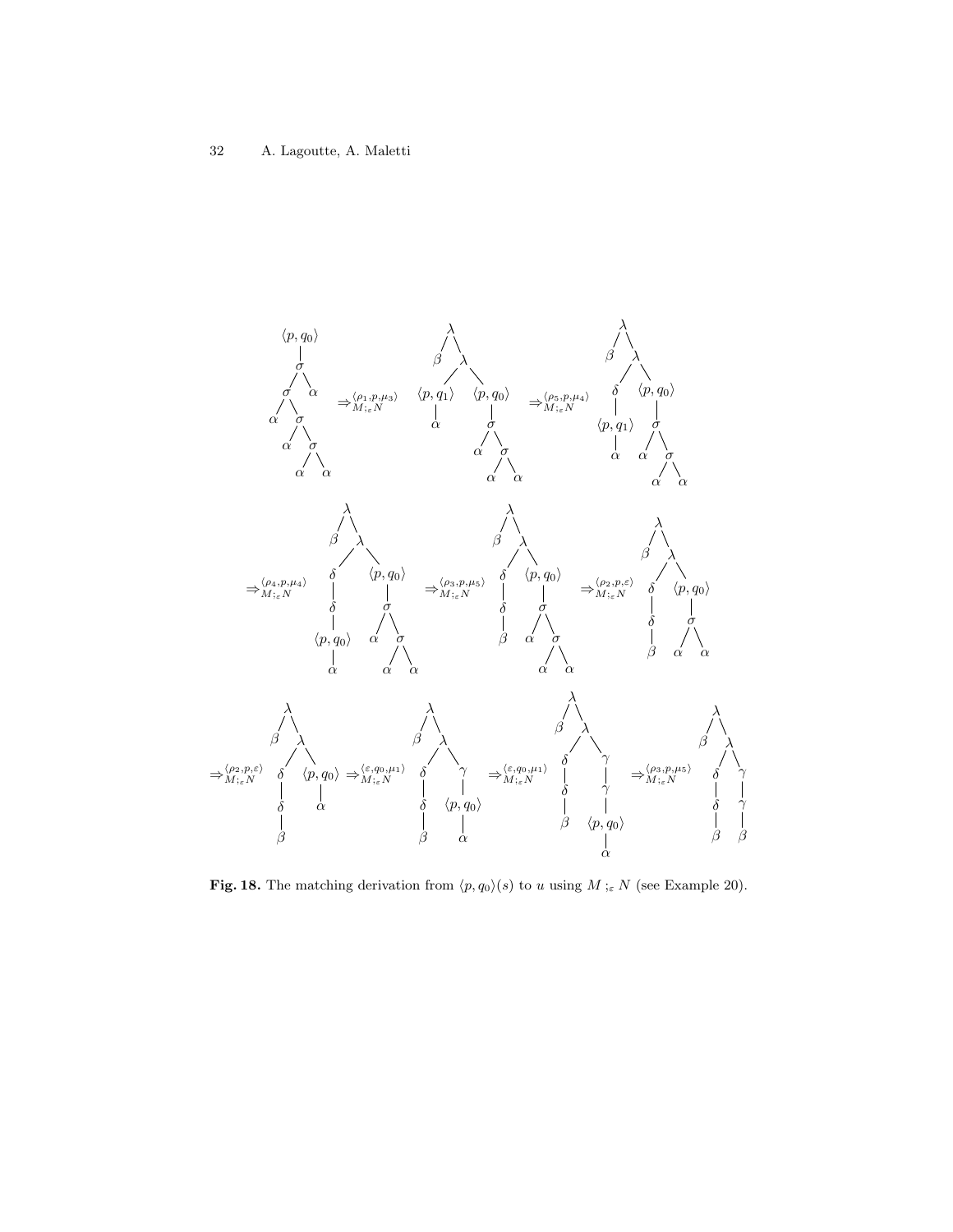Fig. 18. The matching derivation from $\langle p, q_0\rangle(s)$ to $u$ using $M ;_\varepsilon N$ (see Example 20).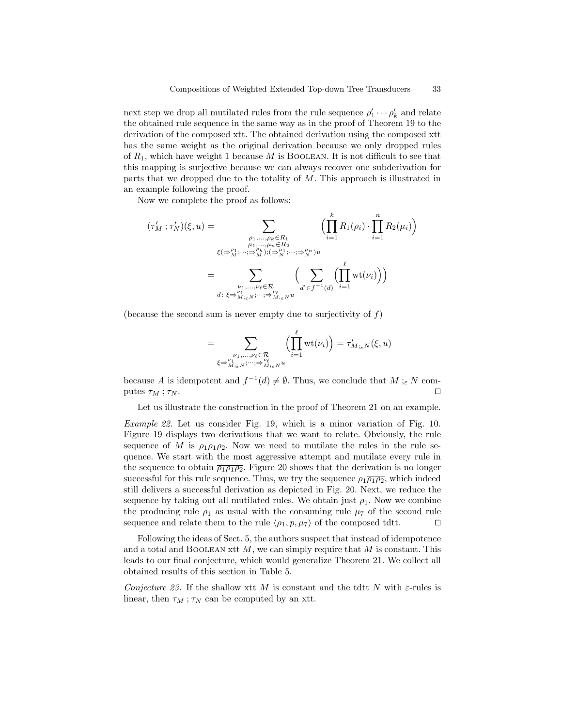next step we drop all mutilated rules from the rule sequence $\rho'_1 \cdots \rho'_k$ and relate the obtained rule sequence in the same way as in the proof of Theorem 19 to the derivation of the composed xtt. The obtained derivation using the composed xtt has the same weight as the original derivation because we only dropped rules of $R_1$, which have weight 1 because $M$ is Boolean. It is not difficult to see that this mapping is surjective because we can always recover one subderivation for parts that we dropped due to the totality of $M$. This approach is illustrated in an example following the proof.

Now we complete the proof as follows:

$$(\tau'_M \mathbin{;} \tau'_N)(\xi, u) = \sum_{\substack{\rho_1,\dots,\rho_k \in R_1 \\ \mu_1,\dots,\mu_n \in R_2 \\ \xi (\Rightarrow^{\rho_1}_M ; \cdots ; \Rightarrow^{\rho_k}_M) ; (\Rightarrow^{\mu_1}_N ; \cdots ; \Rightarrow^{\mu_n}_N) u}} \Big( \prod_{i=1}^{k} R_1(\rho_i) \cdot \prod_{i=1}^{n} R_2(\mu_i) \Big)$$

$$= \sum_{\substack{\nu_1,\dots,\nu_\ell \in \mathcal{R} \\ d \colon \xi \Rightarrow^{\nu_1}_{M ;_\varepsilon N} ; \cdots ; \Rightarrow^{\nu_\ell}_{M ;_\varepsilon N} u}} \Big( \sum_{d' \in f^{-1}(d)} \Big( \prod_{i=1}^{\ell} \mathrm{wt}(\nu_i) \Big) \Big)$$

(because the second sum is never empty due to surjectivity of $f$)

$$= \sum_{\substack{\nu_1,\dots,\nu_\ell \in \mathcal{R} \\ \xi \Rightarrow^{\nu_1}_{M ;_\varepsilon N} ; \cdots ; \Rightarrow^{\nu_\ell}_{M ;_\varepsilon N} u}} \Big( \prod_{i=1}^{\ell} \mathrm{wt}(\nu_i) \Big) = \tau'_{M ;_\varepsilon N}(\xi, u)$$

because $A$ is idempotent and $f^{-1}(d) \neq \emptyset$. Thus, we conclude that $M ;_\varepsilon N$ computes $\tau_M ; \tau_N$. ☐

Let us illustrate the construction in the proof of Theorem 21 on an example.

*Example 22.* Let us consider Fig. 19, which is a minor variation of Fig. 10. Figure 19 displays two derivations that we want to relate. Obviously, the rule sequence of $M$ is $\rho_1 \rho_1 \rho_2$. Now we need to mutilate the rules in the rule sequence. We start with the most aggressive attempt and mutilate every rule in the sequence to obtain $\overline{\rho_1 \rho_1 \rho_2}$. Figure 20 shows that the derivation is no longer successful for this rule sequence. Thus, we try the sequence $\rho_1 \overline{\rho_1 \rho_2}$, which indeed still delivers a successful derivation as depicted in Fig. 20. Next, we reduce the sequence by taking out all mutilated rules. We obtain just $\rho_1$. Now we combine the producing rule $\rho_1$ as usual with the consuming rule $\mu_7$ of the second rule sequence and relate them to the rule $\langle \rho_1, p, \mu_7 \rangle$ of the composed tdtt. ☐

Following the ideas of Sect. 5, the authors suspect that instead of idempotence and a total and Boolean xtt $M$, we can simply require that $M$ is constant. This leads to our final conjecture, which would generalize Theorem 21. We collect all obtained results of this section in Table 5.

*Conjecture 23.* If the shallow xtt $M$ is constant and the tdtt $N$ with $\varepsilon$-rules is linear, then $\tau_M ; \tau_N$ can be computed by an xtt.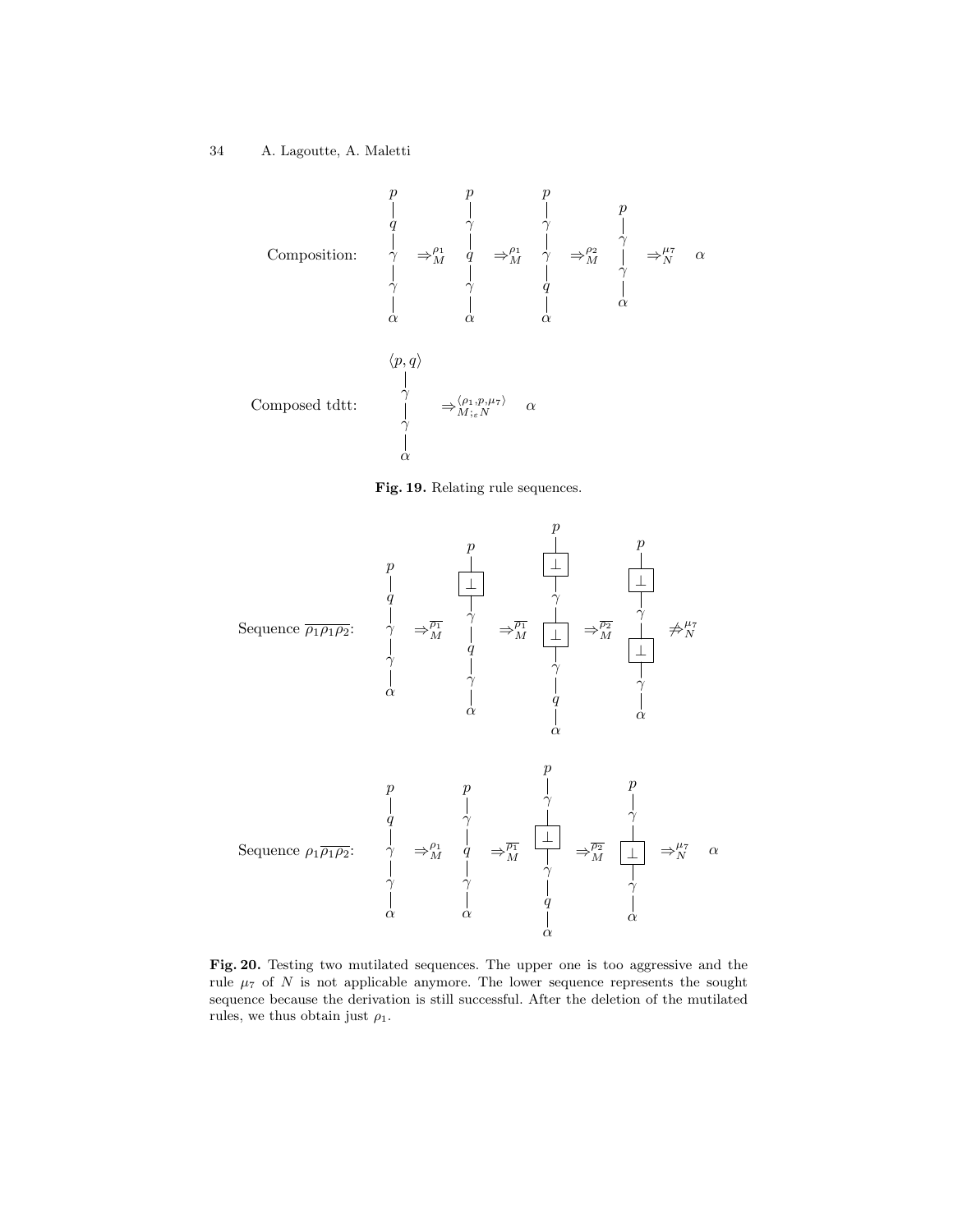Composition: $p(q(\gamma(\gamma(\alpha)))) \Rightarrow_M^{\rho_1} p(\gamma(q(\gamma(\alpha)))) \Rightarrow_M^{\rho_1} p(\gamma(\gamma(q(\alpha)))) \Rightarrow_M^{\rho_2} p(\gamma(\gamma(\alpha))) \Rightarrow_N^{\mu_7} \alpha$

Composed tdtt: $\langle p, q\rangle(\gamma(\gamma(\alpha))) \Rightarrow_{M;_\varepsilon N}^{\langle \rho_1, p, \mu_7\rangle} \alpha$

**Fig. 19.** Relating rule sequences.

Sequence $\overline{\rho_1}\,\overline{\rho_1}\,\overline{\rho_2}$: $p(q(\gamma(\gamma(\alpha)))) \Rightarrow_M^{\overline{\rho_1}} p(\bot(\gamma(q(\gamma(\alpha))))) \Rightarrow_M^{\overline{\rho_1}} p(\bot(\gamma(\bot(\gamma(q(\alpha)))))) \Rightarrow_M^{\overline{\rho_2}} p(\bot(\gamma(\bot(\gamma(\alpha))))) \not\Rightarrow_N^{\mu_7}$

Sequence $\rho_1\overline{\rho_1}\,\overline{\rho_2}$: $p(q(\gamma(\gamma(\alpha)))) \Rightarrow_M^{\rho_1} p(\gamma(q(\gamma(\alpha)))) \Rightarrow_M^{\overline{\rho_1}} p(\gamma(\bot(\gamma(q(\alpha))))) \Rightarrow_M^{\overline{\rho_2}} p(\gamma(\bot(\gamma(\alpha)))) \Rightarrow_N^{\mu_7} \alpha$

**Fig. 20.** Testing two mutilated sequences. The upper one is too aggressive and the rule $\mu_7$ of $N$ is not applicable anymore. The lower sequence represents the sought sequence because the derivation is still successful. After the deletion of the mutilated rules, we thus obtain just $\rho_1$.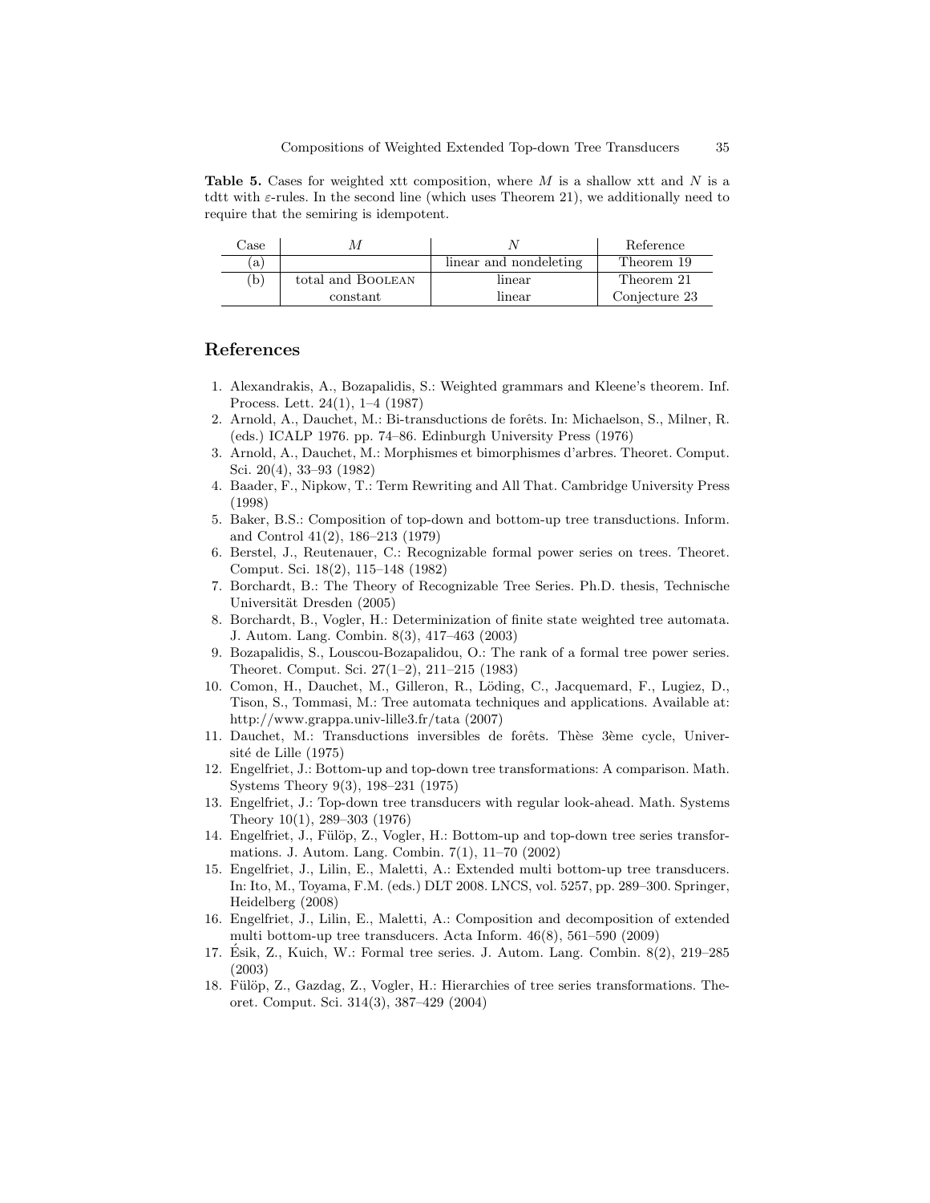**Table 5.** Cases for weighted xtt composition, where $M$ is a shallow xtt and $N$ is a tdtt with $\varepsilon$-rules. In the second line (which uses Theorem 21), we additionally need to require that the semiring is idempotent.

| Case | $M$ | $N$ | Reference |
|---|---|---|---|
| (a) | | linear and nondeleting | Theorem 19 |
| (b) | total and BOOLEAN | linear | Theorem 21 |
| | constant | linear | Conjecture 23 |

## References

1. Alexandrakis, A., Bozapalidis, S.: Weighted grammars and Kleene's theorem. Inf. Process. Lett. 24(1), 1–4 (1987)
2. Arnold, A., Dauchet, M.: Bi-transductions de forêts. In: Michaelson, S., Milner, R. (eds.) ICALP 1976. pp. 74–86. Edinburgh University Press (1976)
3. Arnold, A., Dauchet, M.: Morphismes et bimorphismes d'arbres. Theoret. Comput. Sci. 20(4), 33–93 (1982)
4. Baader, F., Nipkow, T.: Term Rewriting and All That. Cambridge University Press (1998)
5. Baker, B.S.: Composition of top-down and bottom-up tree transductions. Inform. and Control 41(2), 186–213 (1979)
6. Berstel, J., Reutenauer, C.: Recognizable formal power series on trees. Theoret. Comput. Sci. 18(2), 115–148 (1982)
7. Borchardt, B.: The Theory of Recognizable Tree Series. Ph.D. thesis, Technische Universität Dresden (2005)
8. Borchardt, B., Vogler, H.: Determinization of finite state weighted tree automata. J. Autom. Lang. Combin. 8(3), 417–463 (2003)
9. Bozapalidis, S., Louscou-Bozapalidou, O.: The rank of a formal tree power series. Theoret. Comput. Sci. 27(1–2), 211–215 (1983)
10. Comon, H., Dauchet, M., Gilleron, R., Löding, C., Jacquemard, F., Lugiez, D., Tison, S., Tommasi, M.: Tree automata techniques and applications. Available at: http://www.grappa.univ-lille3.fr/tata (2007)
11. Dauchet, M.: Transductions inversibles de forêts. Thèse 3ème cycle, Université de Lille (1975)
12. Engelfriet, J.: Bottom-up and top-down tree transformations: A comparison. Math. Systems Theory 9(3), 198–231 (1975)
13. Engelfriet, J.: Top-down tree transducers with regular look-ahead. Math. Systems Theory 10(1), 289–303 (1976)
14. Engelfriet, J., Fülöp, Z., Vogler, H.: Bottom-up and top-down tree series transformations. J. Autom. Lang. Combin. 7(1), 11–70 (2002)
15. Engelfriet, J., Lilin, E., Maletti, A.: Extended multi bottom-up tree transducers. In: Ito, M., Toyama, F.M. (eds.) DLT 2008. LNCS, vol. 5257, pp. 289–300. Springer, Heidelberg (2008)
16. Engelfriet, J., Lilin, E., Maletti, A.: Composition and decomposition of extended multi bottom-up tree transducers. Acta Inform. 46(8), 561–590 (2009)
17. Ésik, Z., Kuich, W.: Formal tree series. J. Autom. Lang. Combin. 8(2), 219–285 (2003)
18. Fülöp, Z., Gazdag, Z., Vogler, H.: Hierarchies of tree series transformations. Theoret. Comput. Sci. 314(3), 387–429 (2004)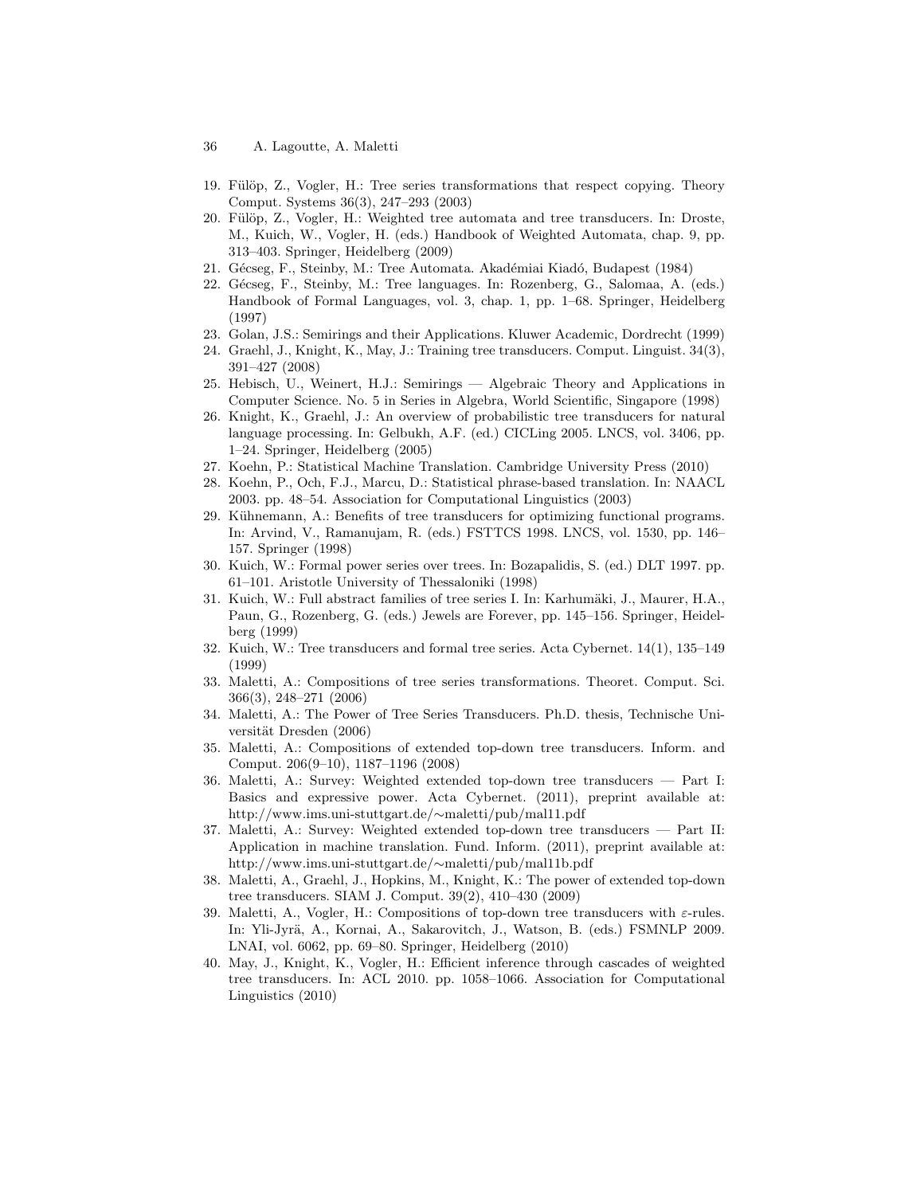19. Fülöp, Z., Vogler, H.: Tree series transformations that respect copying. Theory Comput. Systems 36(3), 247–293 (2003)
20. Fülöp, Z., Vogler, H.: Weighted tree automata and tree transducers. In: Droste, M., Kuich, W., Vogler, H. (eds.) Handbook of Weighted Automata, chap. 9, pp. 313–403. Springer, Heidelberg (2009)
21. Gécseg, F., Steinby, M.: Tree Automata. Akadémiai Kiadó, Budapest (1984)
22. Gécseg, F., Steinby, M.: Tree languages. In: Rozenberg, G., Salomaa, A. (eds.) Handbook of Formal Languages, vol. 3, chap. 1, pp. 1–68. Springer, Heidelberg (1997)
23. Golan, J.S.: Semirings and their Applications. Kluwer Academic, Dordrecht (1999)
24. Graehl, J., Knight, K., May, J.: Training tree transducers. Comput. Linguist. 34(3), 391–427 (2008)
25. Hebisch, U., Weinert, H.J.: Semirings — Algebraic Theory and Applications in Computer Science. No. 5 in Series in Algebra, World Scientific, Singapore (1998)
26. Knight, K., Graehl, J.: An overview of probabilistic tree transducers for natural language processing. In: Gelbukh, A.F. (ed.) CICLing 2005. LNCS, vol. 3406, pp. 1–24. Springer, Heidelberg (2005)
27. Koehn, P.: Statistical Machine Translation. Cambridge University Press (2010)
28. Koehn, P., Och, F.J., Marcu, D.: Statistical phrase-based translation. In: NAACL 2003. pp. 48–54. Association for Computational Linguistics (2003)
29. Kühnemann, A.: Benefits of tree transducers for optimizing functional programs. In: Arvind, V., Ramanujam, R. (eds.) FSTTCS 1998. LNCS, vol. 1530, pp. 146–157. Springer (1998)
30. Kuich, W.: Formal power series over trees. In: Bozapalidis, S. (ed.) DLT 1997. pp. 61–101. Aristotle University of Thessaloniki (1998)
31. Kuich, W.: Full abstract families of tree series I. In: Karhumäki, J., Maurer, H.A., Paun, G., Rozenberg, G. (eds.) Jewels are Forever, pp. 145–156. Springer, Heidelberg (1999)
32. Kuich, W.: Tree transducers and formal tree series. Acta Cybernet. 14(1), 135–149 (1999)
33. Maletti, A.: Compositions of tree series transformations. Theoret. Comput. Sci. 366(3), 248–271 (2006)
34. Maletti, A.: The Power of Tree Series Transducers. Ph.D. thesis, Technische Universität Dresden (2006)
35. Maletti, A.: Compositions of extended top-down tree transducers. Inform. and Comput. 206(9–10), 1187–1196 (2008)
36. Maletti, A.: Survey: Weighted extended top-down tree transducers — Part I: Basics and expressive power. Acta Cybernet. (2011), preprint available at: http://www.ims.uni-stuttgart.de/∼maletti/pub/mal11.pdf
37. Maletti, A.: Survey: Weighted extended top-down tree transducers — Part II: Application in machine translation. Fund. Inform. (2011), preprint available at: http://www.ims.uni-stuttgart.de/∼maletti/pub/mal11b.pdf
38. Maletti, A., Graehl, J., Hopkins, M., Knight, K.: The power of extended top-down tree transducers. SIAM J. Comput. 39(2), 410–430 (2009)
39. Maletti, A., Vogler, H.: Compositions of top-down tree transducers with $\varepsilon$-rules. In: Yli-Jyrä, A., Kornai, A., Sakarovitch, J., Watson, B. (eds.) FSMNLP 2009. LNAI, vol. 6062, pp. 69–80. Springer, Heidelberg (2010)
40. May, J., Knight, K., Vogler, H.: Efficient inference through cascades of weighted tree transducers. In: ACL 2010. pp. 1058–1066. Association for Computational Linguistics (2010)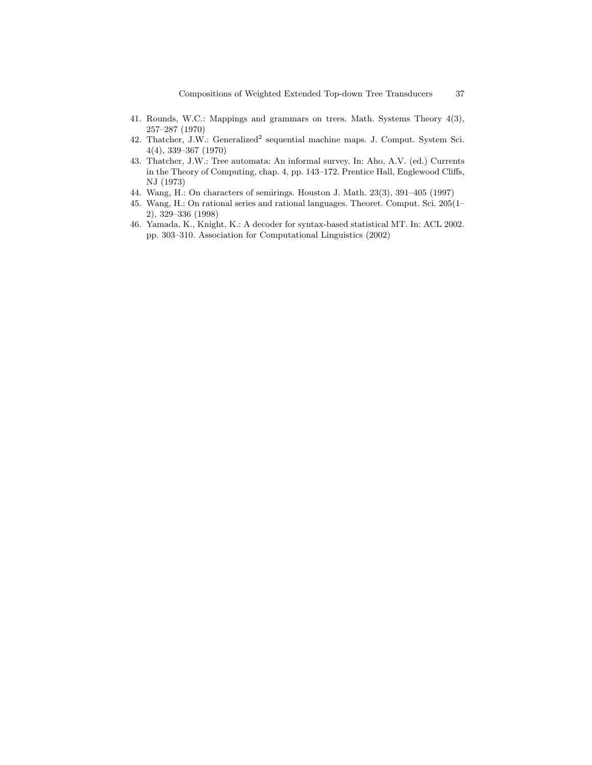41. Rounds, W.C.: Mappings and grammars on trees. Math. Systems Theory 4(3), 257–287 (1970)
42. Thatcher, J.W.: Generalized$^2$ sequential machine maps. J. Comput. System Sci. 4(4), 339–367 (1970)
43. Thatcher, J.W.: Tree automata: An informal survey. In: Aho, A.V. (ed.) Currents in the Theory of Computing, chap. 4, pp. 143–172. Prentice Hall, Englewood Cliffs, NJ (1973)
44. Wang, H.: On characters of semirings. Houston J. Math. 23(3), 391–405 (1997)
45. Wang, H.: On rational series and rational languages. Theoret. Comput. Sci. 205(1–2), 329–336 (1998)
46. Yamada, K., Knight, K.: A decoder for syntax-based statistical MT. In: ACL 2002. pp. 303–310. Association for Computational Linguistics (2002)